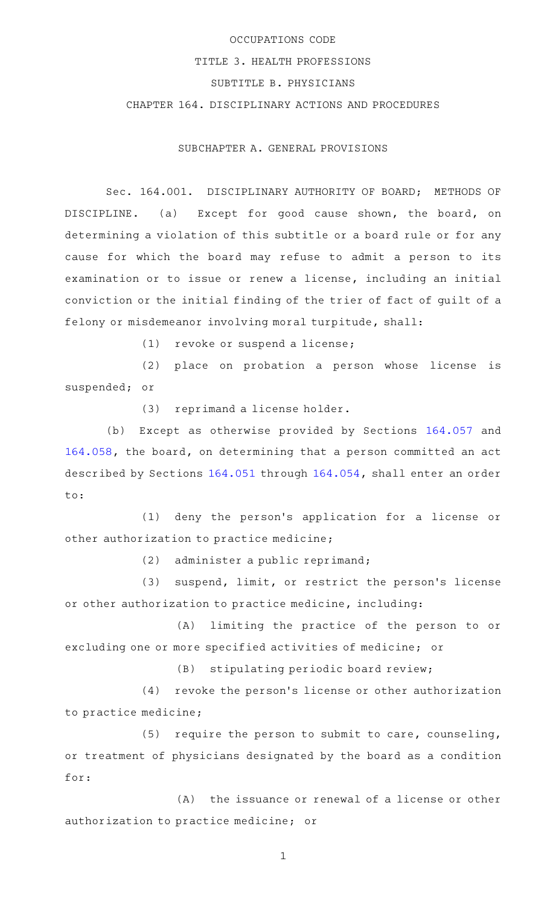OCCUPATIONS CODE

TITLE 3. HEALTH PROFESSIONS

SUBTITLE B. PHYSICIANS

CHAPTER 164. DISCIPLINARY ACTIONS AND PROCEDURES

SUBCHAPTER A. GENERAL PROVISIONS

Sec. 164.001. DISCIPLINARY AUTHORITY OF BOARD; METHODS OF DISCIPLINE. (a) Except for good cause shown, the board, on determining a violation of this subtitle or a board rule or for any cause for which the board may refuse to admit a person to its examination or to issue or renew a license, including an initial conviction or the initial finding of the trier of fact of guilt of a felony or misdemeanor involving moral turpitude, shall:

(1) revoke or suspend a license;

(2) place on probation a person whose license is suspended; or

(3) reprimand a license holder.

(b) Except as otherwise provided by Sections 164.057 and 164.058, the board, on determining that a person committed an act described by Sections 164.051 through 164.054, shall enter an order to:

(1) deny the person's application for a license or other authorization to practice medicine;

(2) administer a public reprimand;

(3) suspend, limit, or restrict the person's license or other authorization to practice medicine, including:

(A) limiting the practice of the person to or excluding one or more specified activities of medicine; or

(B) stipulating periodic board review;

(4) revoke the person's license or other authorization to practice medicine;

(5) require the person to submit to care, counseling, or treatment of physicians designated by the board as a condition for:

(A) the issuance or renewal of a license or other authorization to practice medicine; or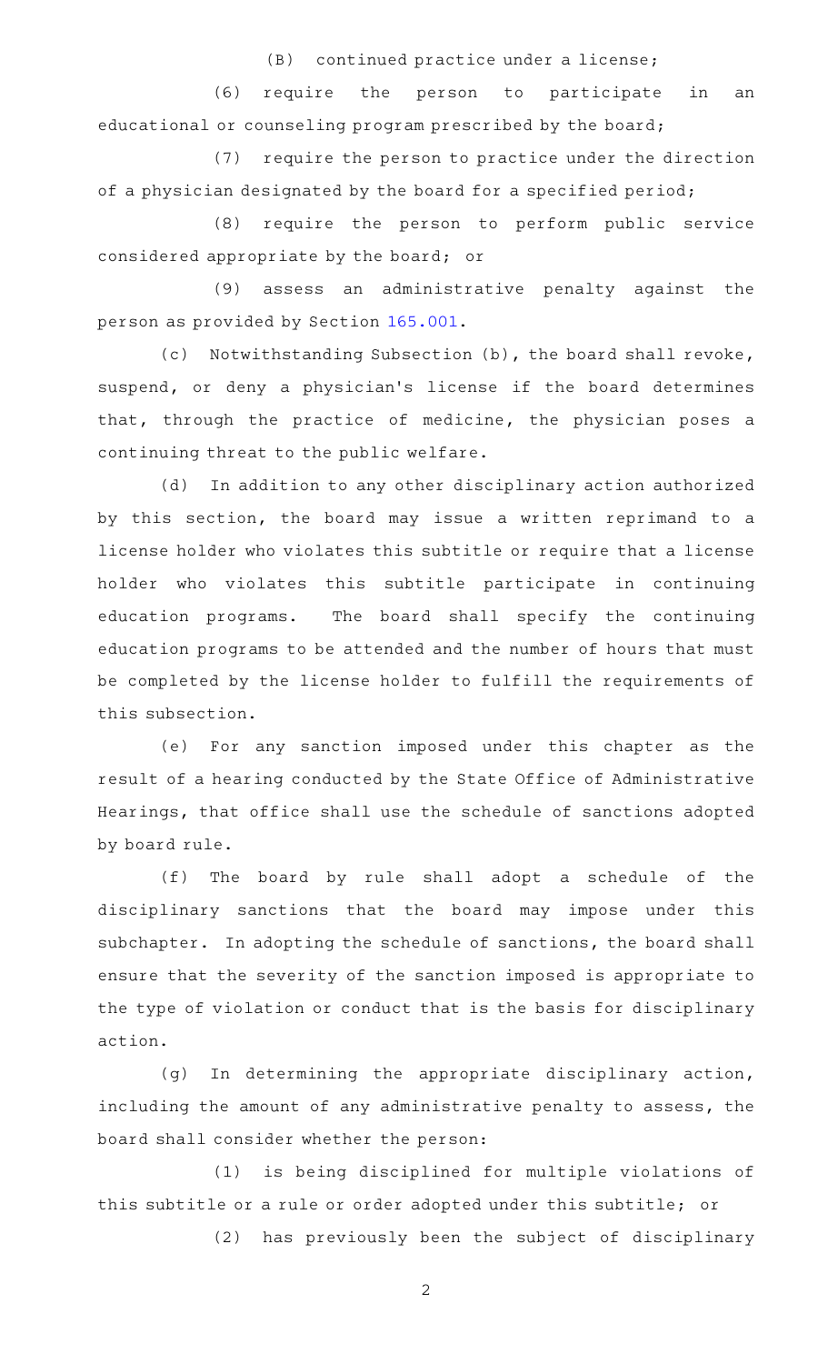(B) continued practice under a license;

(6) require the person to participate in an educational or counseling program prescribed by the board;

(7) require the person to practice under the direction of a physician designated by the board for a specified period;

(8) require the person to perform public service considered appropriate by the board; or

(9) assess an administrative penalty against the person as provided by Section 165.001.

(c) Notwithstanding Subsection (b), the board shall revoke, suspend, or deny a physician's license if the board determines that, through the practice of medicine, the physician poses a continuing threat to the public welfare.

(d) In addition to any other disciplinary action authorized by this section, the board may issue a written reprimand to a license holder who violates this subtitle or require that a license holder who violates this subtitle participate in continuing education programs. The board shall specify the continuing education programs to be attended and the number of hours that must be completed by the license holder to fulfill the requirements of this subsection.

(e) For any sanction imposed under this chapter as the result of a hearing conducted by the State Office of Administrative Hearings, that office shall use the schedule of sanctions adopted by board rule.

(f) The board by rule shall adopt a schedule of the disciplinary sanctions that the board may impose under this subchapter. In adopting the schedule of sanctions, the board shall ensure that the severity of the sanction imposed is appropriate to the type of violation or conduct that is the basis for disciplinary action.

(g) In determining the appropriate disciplinary action, including the amount of any administrative penalty to assess, the board shall consider whether the person:

(1) is being disciplined for multiple violations of this subtitle or a rule or order adopted under this subtitle; or

(2) has previously been the subject of disciplinary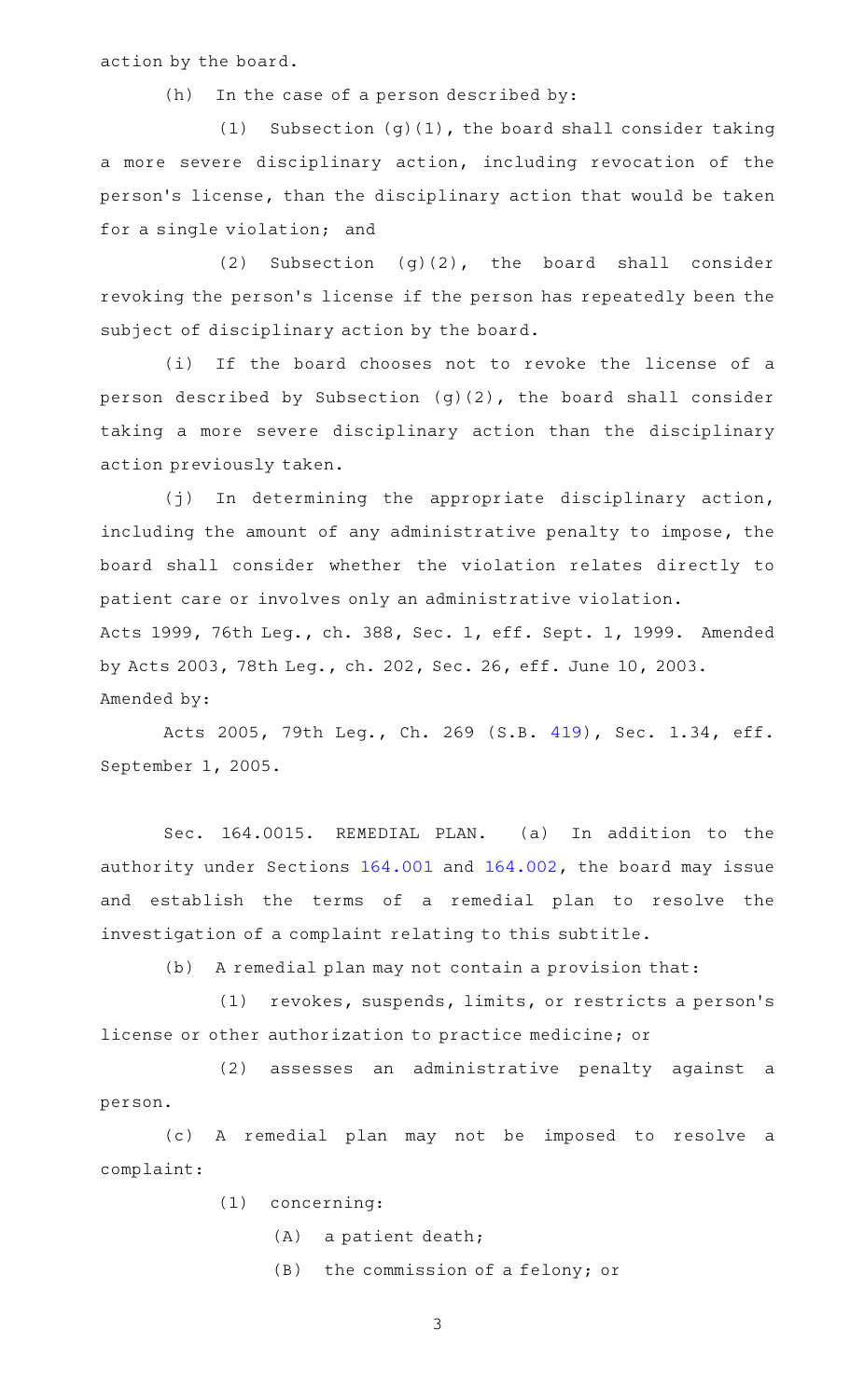action by the board.

(h) In the case of a person described by:

(1) Subsection (g)(1), the board shall consider taking a more severe disciplinary action, including revocation of the person's license, than the disciplinary action that would be taken for a single violation; and

(2) Subsection (g)(2), the board shall consider revoking the person's license if the person has repeatedly been the subject of disciplinary action by the board.

(i) If the board chooses not to revoke the license of a person described by Subsection (g)(2), the board shall consider taking a more severe disciplinary action than the disciplinary action previously taken.

(j) In determining the appropriate disciplinary action, including the amount of any administrative penalty to impose, the board shall consider whether the violation relates directly to patient care or involves only an administrative violation.

Acts 1999, 76th Leg., ch. 388, Sec. 1, eff. Sept. 1, 1999. Amended by Acts 2003, 78th Leg., ch. 202, Sec. 26, eff. June 10, 2003.

Amended by:

Acts 2005, 79th Leg., Ch. 269 (S.B. 419), Sec. 1.34, eff. September 1, 2005.

Sec. 164.0015. REMEDIAL PLAN. (a) In addition to the authority under Sections 164.001 and 164.002, the board may issue and establish the terms of a remedial plan to resolve the investigation of a complaint relating to this subtitle.

(b) A remedial plan may not contain a provision that:

(1) revokes, suspends, limits, or restricts a person's license or other authorization to practice medicine; or

(2) assesses an administrative penalty against a person.

(c) A remedial plan may not be imposed to resolve a complaint:

(1) concerning:

(A) a patient death;

(B) the commission of a felony; or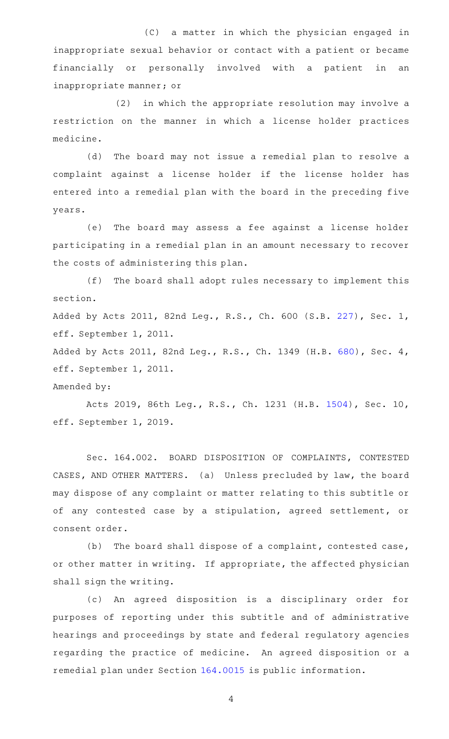(C) a matter in which the physician engaged in inappropriate sexual behavior or contact with a patient or became financially or personally involved with a patient in an inappropriate manner; or

(2) in which the appropriate resolution may involve a restriction on the manner in which a license holder practices medicine.

(d) The board may not issue a remedial plan to resolve a complaint against a license holder if the license holder has entered into a remedial plan with the board in the preceding five years.

(e) The board may assess a fee against a license holder participating in a remedial plan in an amount necessary to recover the costs of administering this plan.

(f) The board shall adopt rules necessary to implement this section.

Added by Acts 2011, 82nd Leg., R.S., Ch. 600 (S.B. 227), Sec. 1, eff. September 1, 2011.

Added by Acts 2011, 82nd Leg., R.S., Ch. 1349 (H.B. 680), Sec. 4, eff. September 1, 2011.

Amended by:

Acts 2019, 86th Leg., R.S., Ch. 1231 (H.B. 1504), Sec. 10, eff. September 1, 2019.

Sec. 164.002. BOARD DISPOSITION OF COMPLAINTS, CONTESTED CASES, AND OTHER MATTERS. (a) Unless precluded by law, the board may dispose of any complaint or matter relating to this subtitle or of any contested case by a stipulation, agreed settlement, or consent order.

(b) The board shall dispose of a complaint, contested case, or other matter in writing. If appropriate, the affected physician shall sign the writing.

(c) An agreed disposition is a disciplinary order for purposes of reporting under this subtitle and of administrative hearings and proceedings by state and federal regulatory agencies regarding the practice of medicine. An agreed disposition or a remedial plan under Section 164.0015 is public information.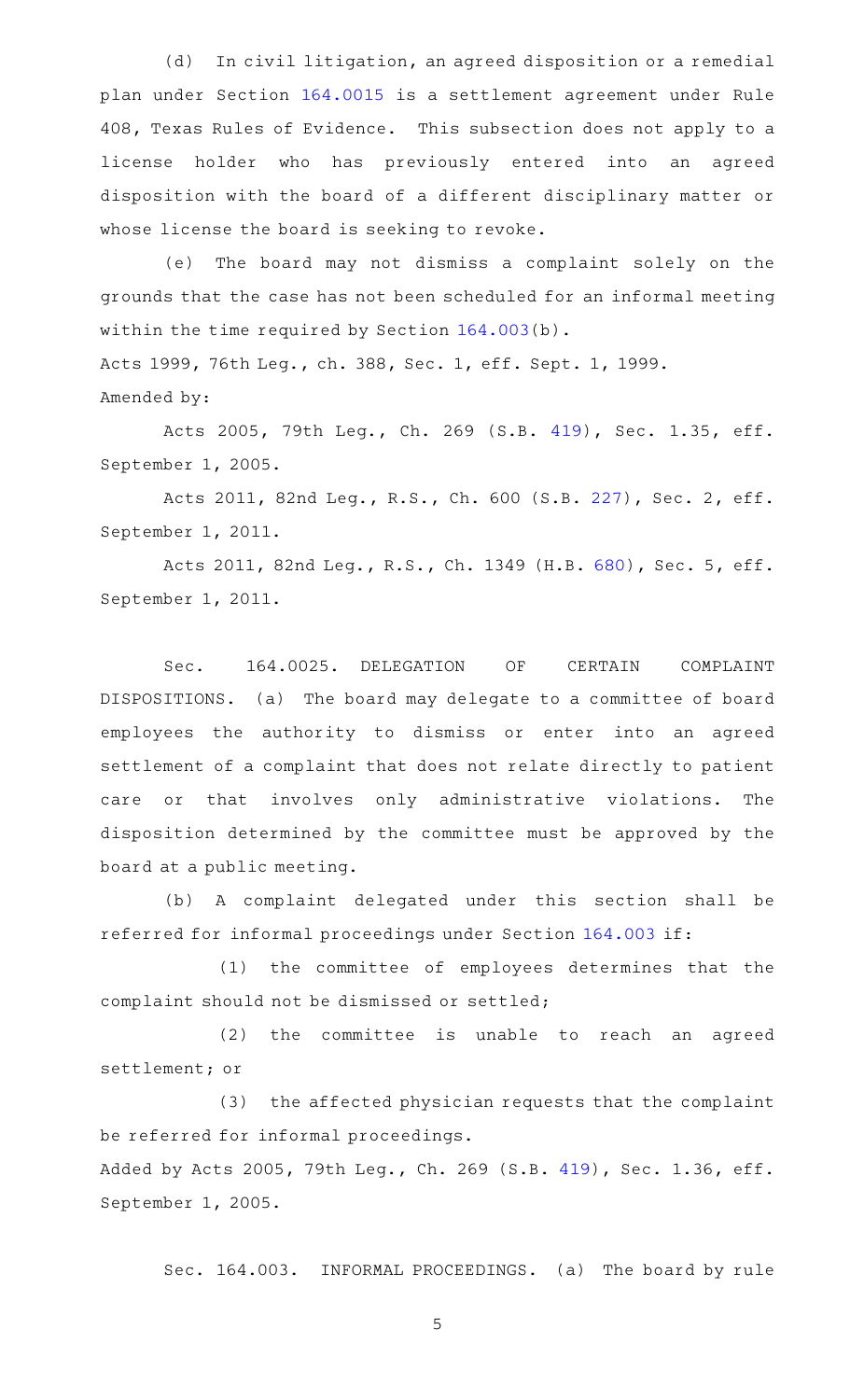(d) In civil litigation, an agreed disposition or a remedial plan under Section 164.0015 is a settlement agreement under Rule 408, Texas Rules of Evidence. This subsection does not apply to a license holder who has previously entered into an agreed disposition with the board of a different disciplinary matter or whose license the board is seeking to revoke.

(e) The board may not dismiss a complaint solely on the grounds that the case has not been scheduled for an informal meeting within the time required by Section 164.003(b).

Acts 1999, 76th Leg., ch. 388, Sec. 1, eff. Sept. 1, 1999.

Amended by:

Acts 2005, 79th Leg., Ch. 269 (S.B. 419), Sec. 1.35, eff. September 1, 2005.

Acts 2011, 82nd Leg., R.S., Ch. 600 (S.B. 227), Sec. 2, eff. September 1, 2011.

Acts 2011, 82nd Leg., R.S., Ch. 1349 (H.B. 680), Sec. 5, eff. September 1, 2011.

Sec. 164.0025. DELEGATION OF CERTAIN COMPLAINT DISPOSITIONS. (a) The board may delegate to a committee of board employees the authority to dismiss or enter into an agreed settlement of a complaint that does not relate directly to patient care or that involves only administrative violations. The disposition determined by the committee must be approved by the board at a public meeting.

(b) A complaint delegated under this section shall be referred for informal proceedings under Section 164.003 if:

(1) the committee of employees determines that the complaint should not be dismissed or settled;

(2) the committee is unable to reach an agreed settlement; or

(3) the affected physician requests that the complaint be referred for informal proceedings.

Added by Acts 2005, 79th Leg., Ch. 269 (S.B. 419), Sec. 1.36, eff. September 1, 2005.

Sec. 164.003. INFORMAL PROCEEDINGS. (a) The board by rule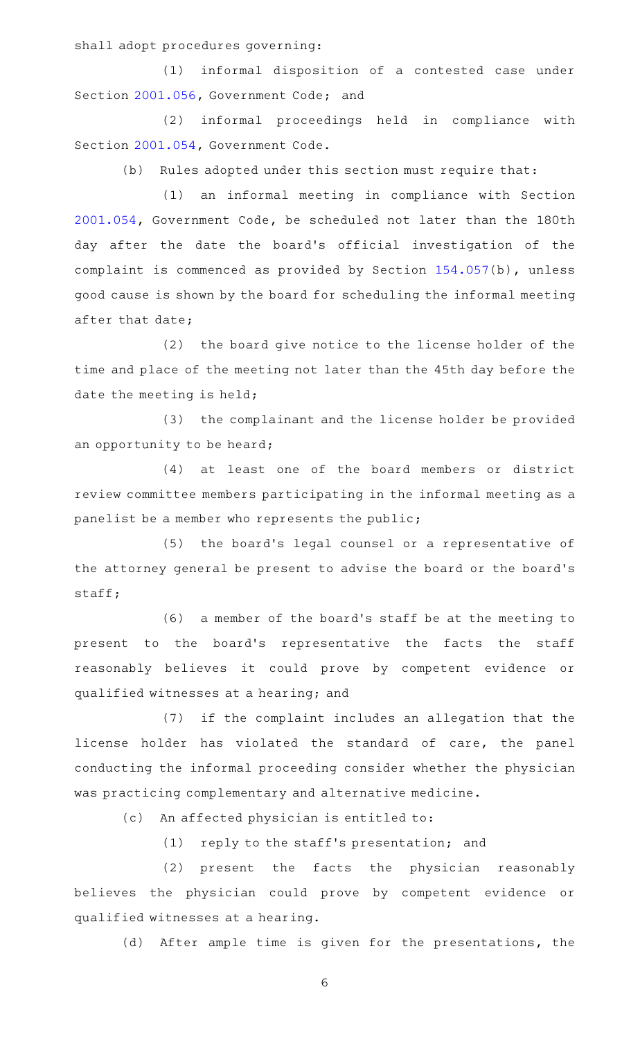shall adopt procedures governing:

(1) informal disposition of a contested case under Section 2001.056, Government Code; and

(2) informal proceedings held in compliance with Section 2001.054, Government Code.

(b) Rules adopted under this section must require that:

(1) an informal meeting in compliance with Section 2001.054, Government Code, be scheduled not later than the 180th day after the date the board's official investigation of the complaint is commenced as provided by Section 154.057(b), unless good cause is shown by the board for scheduling the informal meeting after that date;

(2) the board give notice to the license holder of the time and place of the meeting not later than the 45th day before the date the meeting is held;

(3) the complainant and the license holder be provided an opportunity to be heard;

(4) at least one of the board members or district review committee members participating in the informal meeting as a panelist be a member who represents the public;

(5) the board's legal counsel or a representative of the attorney general be present to advise the board or the board's staff;

(6) a member of the board's staff be at the meeting to present to the board's representative the facts the staff reasonably believes it could prove by competent evidence or qualified witnesses at a hearing; and

(7) if the complaint includes an allegation that the license holder has violated the standard of care, the panel conducting the informal proceeding consider whether the physician was practicing complementary and alternative medicine.

(c) An affected physician is entitled to:

(1) reply to the staff's presentation; and

(2) present the facts the physician reasonably believes the physician could prove by competent evidence or qualified witnesses at a hearing.

(d) After ample time is given for the presentations, the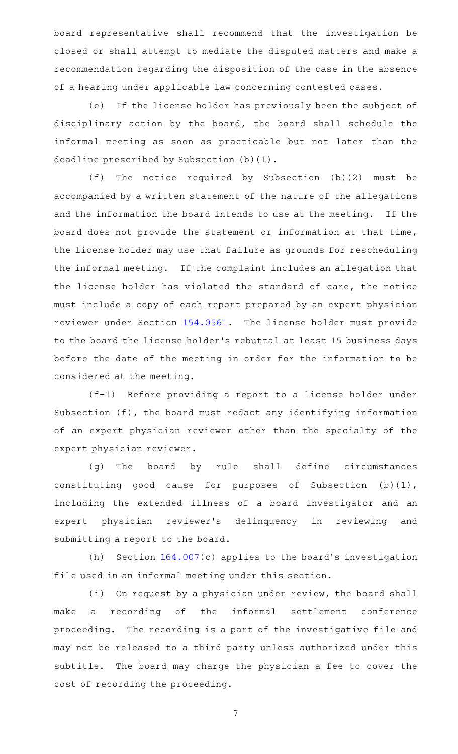board representative shall recommend that the investigation be closed or shall attempt to mediate the disputed matters and make a recommendation regarding the disposition of the case in the absence of a hearing under applicable law concerning contested cases.

(e) If the license holder has previously been the subject of disciplinary action by the board, the board shall schedule the informal meeting as soon as practicable but not later than the deadline prescribed by Subsection (b)(1).

(f) The notice required by Subsection (b)(2) must be accompanied by a written statement of the nature of the allegations and the information the board intends to use at the meeting. If the board does not provide the statement or information at that time, the license holder may use that failure as grounds for rescheduling the informal meeting. If the complaint includes an allegation that the license holder has violated the standard of care, the notice must include a copy of each report prepared by an expert physician reviewer under Section 154.0561. The license holder must provide to the board the license holder's rebuttal at least 15 business days before the date of the meeting in order for the information to be considered at the meeting.

(f-1) Before providing a report to a license holder under Subsection (f), the board must redact any identifying information of an expert physician reviewer other than the specialty of the expert physician reviewer.

(g) The board by rule shall define circumstances constituting good cause for purposes of Subsection (b)(1), including the extended illness of a board investigator and an expert physician reviewer's delinquency in reviewing and submitting a report to the board.

(h) Section 164.007(c) applies to the board's investigation file used in an informal meeting under this section.

(i) On request by a physician under review, the board shall make a recording of the informal settlement conference proceeding. The recording is a part of the investigative file and may not be released to a third party unless authorized under this subtitle. The board may charge the physician a fee to cover the cost of recording the proceeding.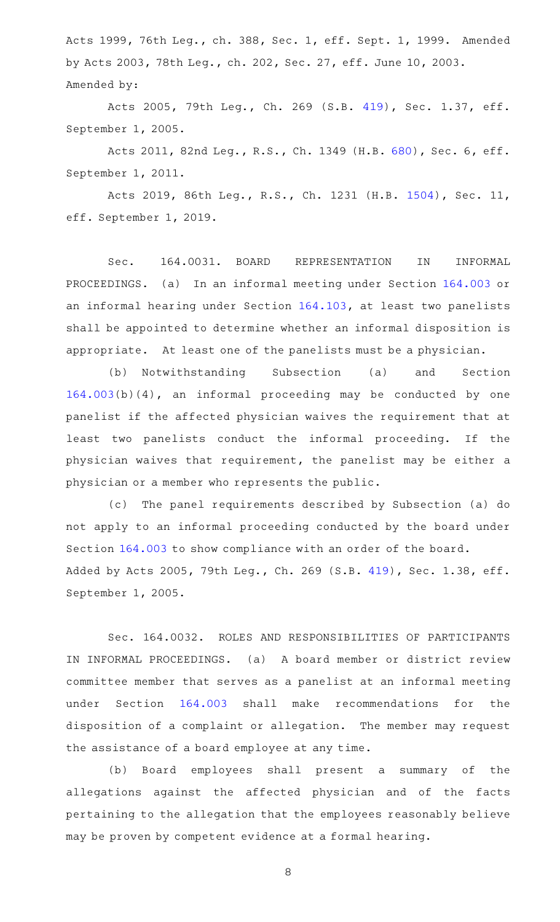Acts 1999, 76th Leg., ch. 388, Sec. 1, eff. Sept. 1, 1999. Amended by Acts 2003, 78th Leg., ch. 202, Sec. 27, eff. June 10, 2003. Amended by:

Acts 2005, 79th Leg., Ch. 269 (S.B. 419), Sec. 1.37, eff. September 1, 2005.

Acts 2011, 82nd Leg., R.S., Ch. 1349 (H.B. 680), Sec. 6, eff. September 1, 2011.

Acts 2019, 86th Leg., R.S., Ch. 1231 (H.B. 1504), Sec. 11, eff. September 1, 2019.

Sec. 164.0031. BOARD REPRESENTATION IN INFORMAL PROCEEDINGS. (a) In an informal meeting under Section 164.003 or an informal hearing under Section 164.103, at least two panelists shall be appointed to determine whether an informal disposition is appropriate. At least one of the panelists must be a physician.

(b) Notwithstanding Subsection (a) and Section 164.003(b)(4), an informal proceeding may be conducted by one panelist if the affected physician waives the requirement that at least two panelists conduct the informal proceeding. If the physician waives that requirement, the panelist may be either a physician or a member who represents the public.

(c) The panel requirements described by Subsection (a) do not apply to an informal proceeding conducted by the board under Section 164.003 to show compliance with an order of the board.

Added by Acts 2005, 79th Leg., Ch. 269 (S.B. 419), Sec. 1.38, eff. September 1, 2005.

Sec. 164.0032. ROLES AND RESPONSIBILITIES OF PARTICIPANTS IN INFORMAL PROCEEDINGS. (a) A board member or district review committee member that serves as a panelist at an informal meeting under Section 164.003 shall make recommendations for the disposition of a complaint or allegation. The member may request the assistance of a board employee at any time.

(b) Board employees shall present a summary of the allegations against the affected physician and of the facts pertaining to the allegation that the employees reasonably believe may be proven by competent evidence at a formal hearing.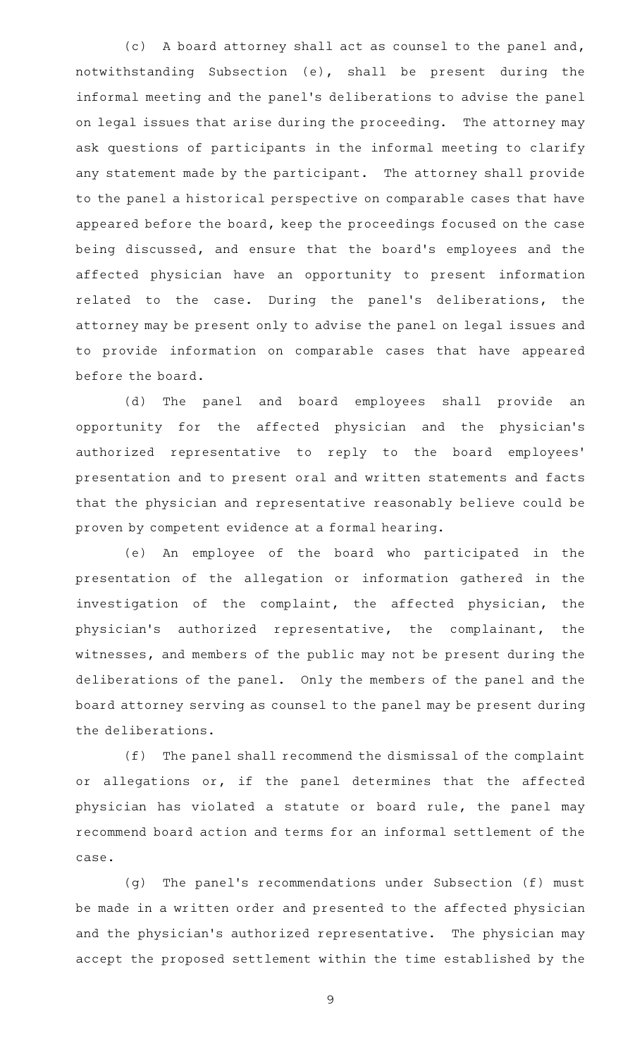(c) A board attorney shall act as counsel to the panel and, notwithstanding Subsection (e), shall be present during the informal meeting and the panel's deliberations to advise the panel on legal issues that arise during the proceeding. The attorney may ask questions of participants in the informal meeting to clarify any statement made by the participant. The attorney shall provide to the panel a historical perspective on comparable cases that have appeared before the board, keep the proceedings focused on the case being discussed, and ensure that the board's employees and the affected physician have an opportunity to present information related to the case. During the panel's deliberations, the attorney may be present only to advise the panel on legal issues and to provide information on comparable cases that have appeared before the board.

(d) The panel and board employees shall provide an opportunity for the affected physician and the physician's authorized representative to reply to the board employees' presentation and to present oral and written statements and facts that the physician and representative reasonably believe could be proven by competent evidence at a formal hearing.

(e) An employee of the board who participated in the presentation of the allegation or information gathered in the investigation of the complaint, the affected physician, the physician's authorized representative, the complainant, the witnesses, and members of the public may not be present during the deliberations of the panel. Only the members of the panel and the board attorney serving as counsel to the panel may be present during the deliberations.

(f) The panel shall recommend the dismissal of the complaint or allegations or, if the panel determines that the affected physician has violated a statute or board rule, the panel may recommend board action and terms for an informal settlement of the case.

(g) The panel's recommendations under Subsection (f) must be made in a written order and presented to the affected physician and the physician's authorized representative. The physician may accept the proposed settlement within the time established by the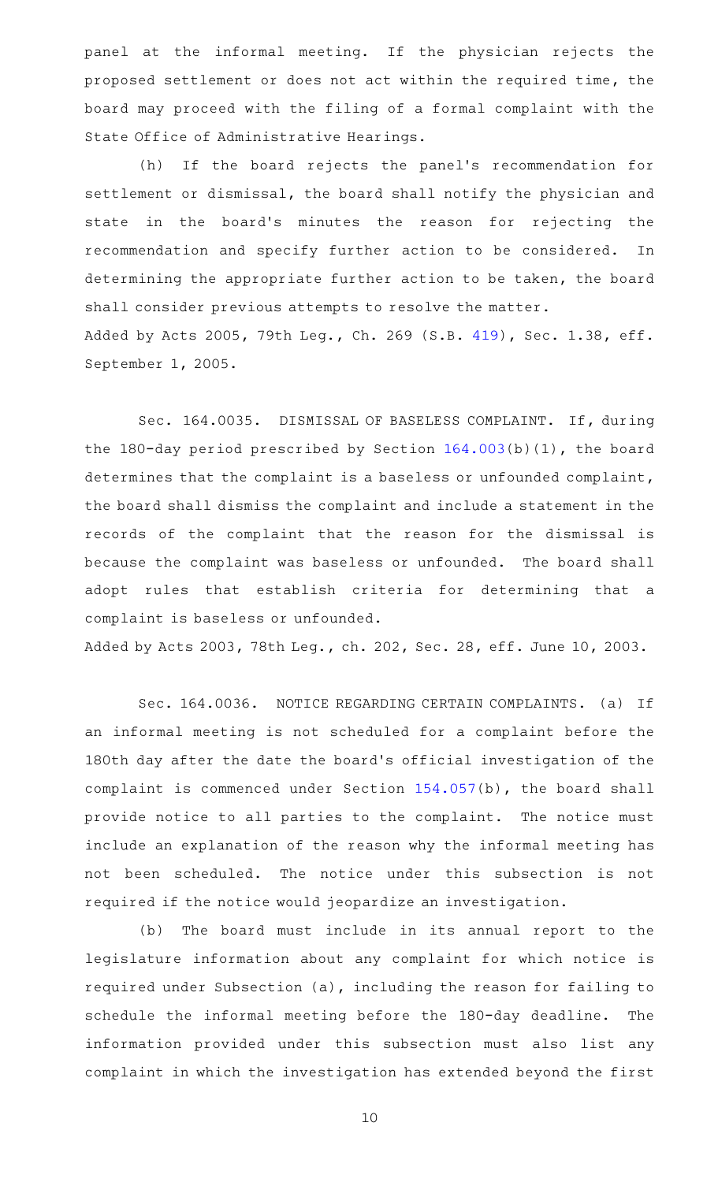panel at the informal meeting. If the physician rejects the proposed settlement or does not act within the required time, the board may proceed with the filing of a formal complaint with the State Office of Administrative Hearings.

(h) If the board rejects the panel's recommendation for settlement or dismissal, the board shall notify the physician and state in the board's minutes the reason for rejecting the recommendation and specify further action to be considered. In determining the appropriate further action to be taken, the board shall consider previous attempts to resolve the matter.

Added by Acts 2005, 79th Leg., Ch. 269 (S.B. 419), Sec. 1.38, eff. September 1, 2005.

Sec. 164.0035. DISMISSAL OF BASELESS COMPLAINT. If, during the 180-day period prescribed by Section 164.003(b)(1), the board determines that the complaint is a baseless or unfounded complaint, the board shall dismiss the complaint and include a statement in the records of the complaint that the reason for the dismissal is because the complaint was baseless or unfounded. The board shall adopt rules that establish criteria for determining that a complaint is baseless or unfounded.

Added by Acts 2003, 78th Leg., ch. 202, Sec. 28, eff. June 10, 2003.

Sec. 164.0036. NOTICE REGARDING CERTAIN COMPLAINTS. (a) If an informal meeting is not scheduled for a complaint before the 180th day after the date the board's official investigation of the complaint is commenced under Section 154.057(b), the board shall provide notice to all parties to the complaint. The notice must include an explanation of the reason why the informal meeting has not been scheduled. The notice under this subsection is not required if the notice would jeopardize an investigation.

(b) The board must include in its annual report to the legislature information about any complaint for which notice is required under Subsection (a), including the reason for failing to schedule the informal meeting before the 180-day deadline. The information provided under this subsection must also list any complaint in which the investigation has extended beyond the first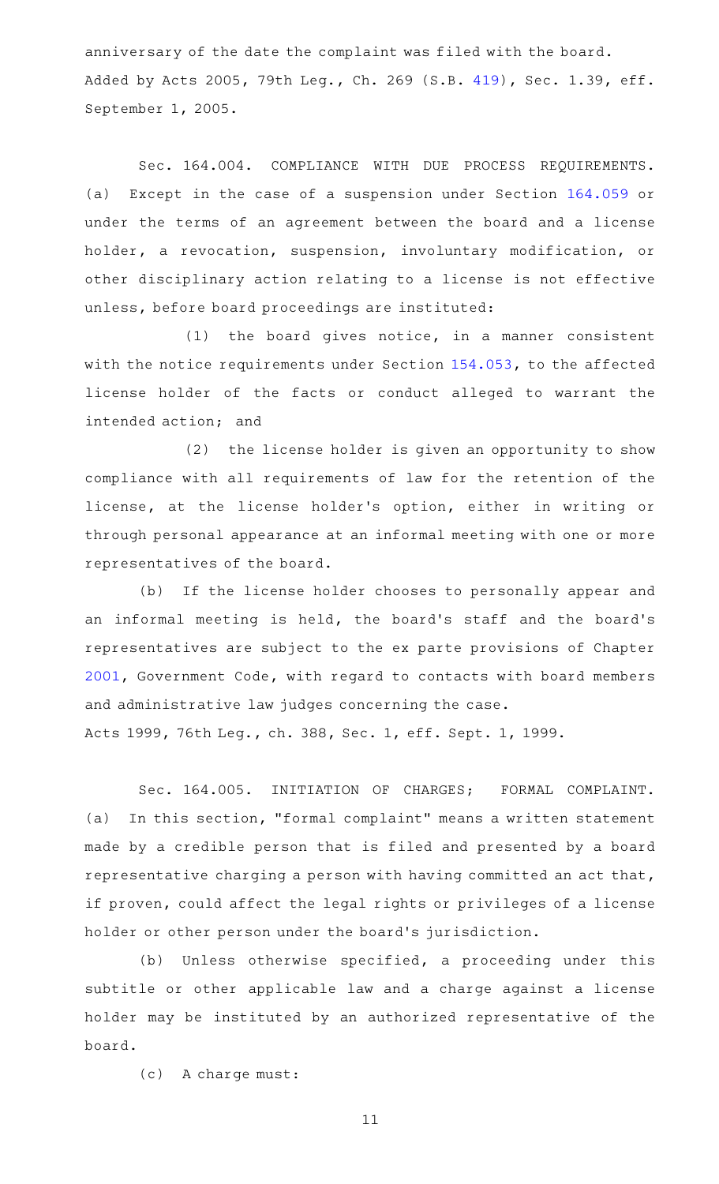anniversary of the date the complaint was filed with the board.
Added by Acts 2005, 79th Leg., Ch. 269 (S.B. 419), Sec. 1.39, eff. September 1, 2005.

Sec. 164.004. COMPLIANCE WITH DUE PROCESS REQUIREMENTS. (a) Except in the case of a suspension under Section 164.059 or under the terms of an agreement between the board and a license holder, a revocation, suspension, involuntary modification, or other disciplinary action relating to a license is not effective unless, before board proceedings are instituted:

(1) the board gives notice, in a manner consistent with the notice requirements under Section 154.053, to the affected license holder of the facts or conduct alleged to warrant the intended action; and

(2) the license holder is given an opportunity to show compliance with all requirements of law for the retention of the license, at the license holder's option, either in writing or through personal appearance at an informal meeting with one or more representatives of the board.

(b) If the license holder chooses to personally appear and an informal meeting is held, the board's staff and the board's representatives are subject to the ex parte provisions of Chapter 2001, Government Code, with regard to contacts with board members and administrative law judges concerning the case.
Acts 1999, 76th Leg., ch. 388, Sec. 1, eff. Sept. 1, 1999.

Sec. 164.005. INITIATION OF CHARGES; FORMAL COMPLAINT. (a) In this section, "formal complaint" means a written statement made by a credible person that is filed and presented by a board representative charging a person with having committed an act that, if proven, could affect the legal rights or privileges of a license holder or other person under the board's jurisdiction.

(b) Unless otherwise specified, a proceeding under this subtitle or other applicable law and a charge against a license holder may be instituted by an authorized representative of the board.

(c) A charge must: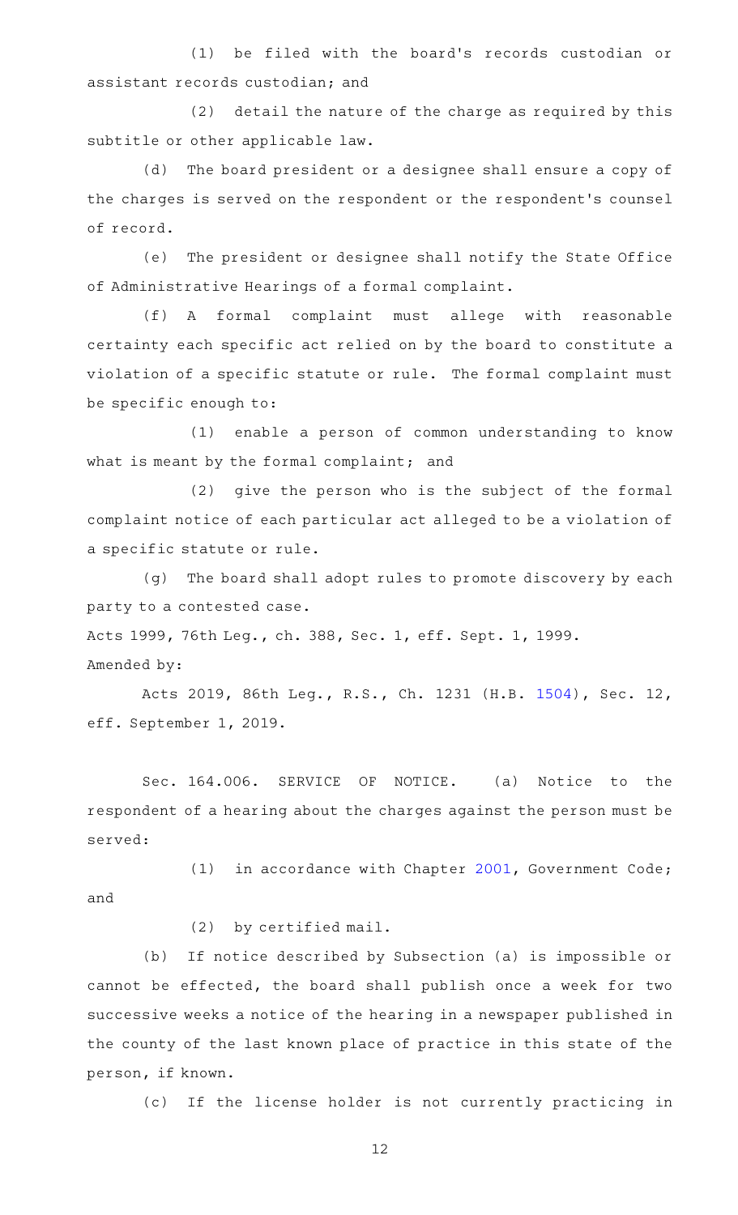(1) be filed with the board's records custodian or assistant records custodian; and

(2) detail the nature of the charge as required by this subtitle or other applicable law.

(d) The board president or a designee shall ensure a copy of the charges is served on the respondent or the respondent's counsel of record.

(e) The president or designee shall notify the State Office of Administrative Hearings of a formal complaint.

(f) A formal complaint must allege with reasonable certainty each specific act relied on by the board to constitute a violation of a specific statute or rule. The formal complaint must be specific enough to:

(1) enable a person of common understanding to know what is meant by the formal complaint; and

(2) give the person who is the subject of the formal complaint notice of each particular act alleged to be a violation of a specific statute or rule.

(g) The board shall adopt rules to promote discovery by each party to a contested case.

Acts 1999, 76th Leg., ch. 388, Sec. 1, eff. Sept. 1, 1999.

Amended by:

Acts 2019, 86th Leg., R.S., Ch. 1231 (H.B. 1504), Sec. 12, eff. September 1, 2019.

Sec. 164.006. SERVICE OF NOTICE. (a) Notice to the respondent of a hearing about the charges against the person must be served:

(1) in accordance with Chapter 2001, Government Code; and

(2) by certified mail.

(b) If notice described by Subsection (a) is impossible or cannot be effected, the board shall publish once a week for two successive weeks a notice of the hearing in a newspaper published in the county of the last known place of practice in this state of the person, if known.

(c) If the license holder is not currently practicing in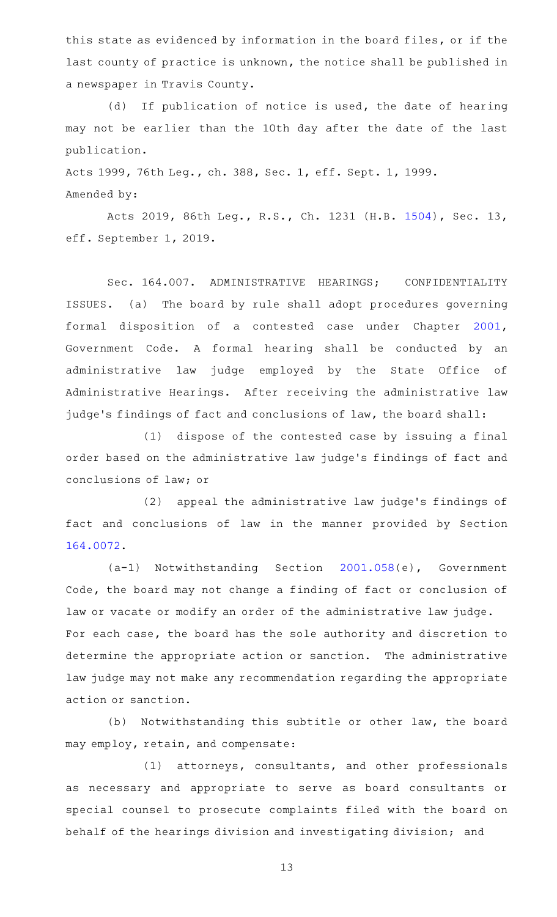this state as evidenced by information in the board files, or if the last county of practice is unknown, the notice shall be published in a newspaper in Travis County.

(d) If publication of notice is used, the date of hearing may not be earlier than the 10th day after the date of the last publication.

Acts 1999, 76th Leg., ch. 388, Sec. 1, eff. Sept. 1, 1999.
Amended by:

Acts 2019, 86th Leg., R.S., Ch. 1231 (H.B. 1504), Sec. 13, eff. September 1, 2019.

Sec. 164.007. ADMINISTRATIVE HEARINGS; CONFIDENTIALITY ISSUES. (a) The board by rule shall adopt procedures governing formal disposition of a contested case under Chapter 2001, Government Code. A formal hearing shall be conducted by an administrative law judge employed by the State Office of Administrative Hearings. After receiving the administrative law judge's findings of fact and conclusions of law, the board shall:

(1) dispose of the contested case by issuing a final order based on the administrative law judge's findings of fact and conclusions of law; or

(2) appeal the administrative law judge's findings of fact and conclusions of law in the manner provided by Section 164.0072.

(a-1) Notwithstanding Section 2001.058(e), Government Code, the board may not change a finding of fact or conclusion of law or vacate or modify an order of the administrative law judge. For each case, the board has the sole authority and discretion to determine the appropriate action or sanction. The administrative law judge may not make any recommendation regarding the appropriate action or sanction.

(b) Notwithstanding this subtitle or other law, the board may employ, retain, and compensate:

(1) attorneys, consultants, and other professionals as necessary and appropriate to serve as board consultants or special counsel to prosecute complaints filed with the board on behalf of the hearings division and investigating division; and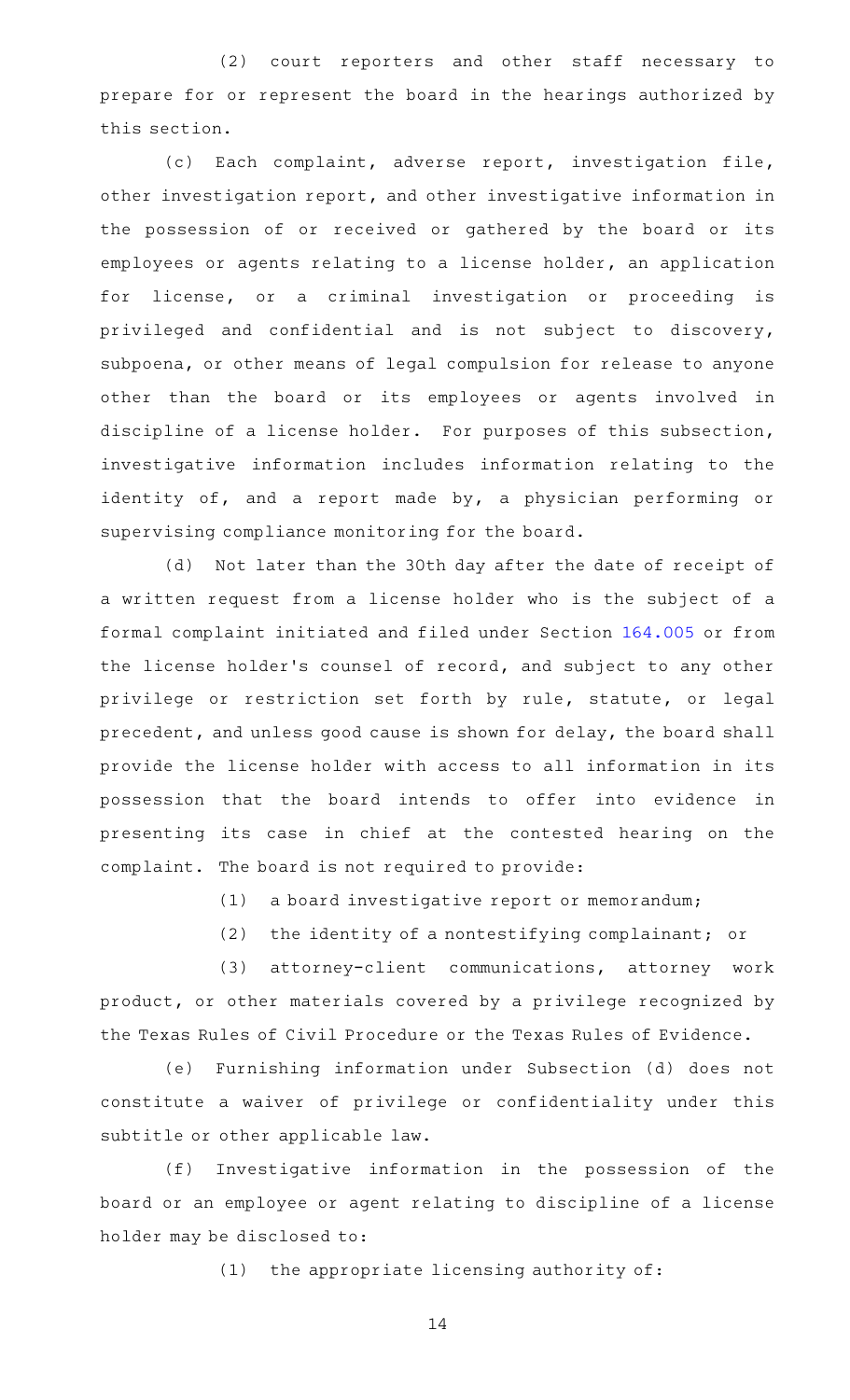(2) court reporters and other staff necessary to prepare for or represent the board in the hearings authorized by this section.

(c) Each complaint, adverse report, investigation file, other investigation report, and other investigative information in the possession of or received or gathered by the board or its employees or agents relating to a license holder, an application for license, or a criminal investigation or proceeding is privileged and confidential and is not subject to discovery, subpoena, or other means of legal compulsion for release to anyone other than the board or its employees or agents involved in discipline of a license holder. For purposes of this subsection, investigative information includes information relating to the identity of, and a report made by, a physician performing or supervising compliance monitoring for the board.

(d) Not later than the 30th day after the date of receipt of a written request from a license holder who is the subject of a formal complaint initiated and filed under Section 164.005 or from the license holder's counsel of record, and subject to any other privilege or restriction set forth by rule, statute, or legal precedent, and unless good cause is shown for delay, the board shall provide the license holder with access to all information in its possession that the board intends to offer into evidence in presenting its case in chief at the contested hearing on the complaint. The board is not required to provide:

(1) a board investigative report or memorandum;

(2) the identity of a nontestifying complainant; or

(3) attorney-client communications, attorney work product, or other materials covered by a privilege recognized by the Texas Rules of Civil Procedure or the Texas Rules of Evidence.

(e) Furnishing information under Subsection (d) does not constitute a waiver of privilege or confidentiality under this subtitle or other applicable law.

(f) Investigative information in the possession of the board or an employee or agent relating to discipline of a license holder may be disclosed to:

(1) the appropriate licensing authority of: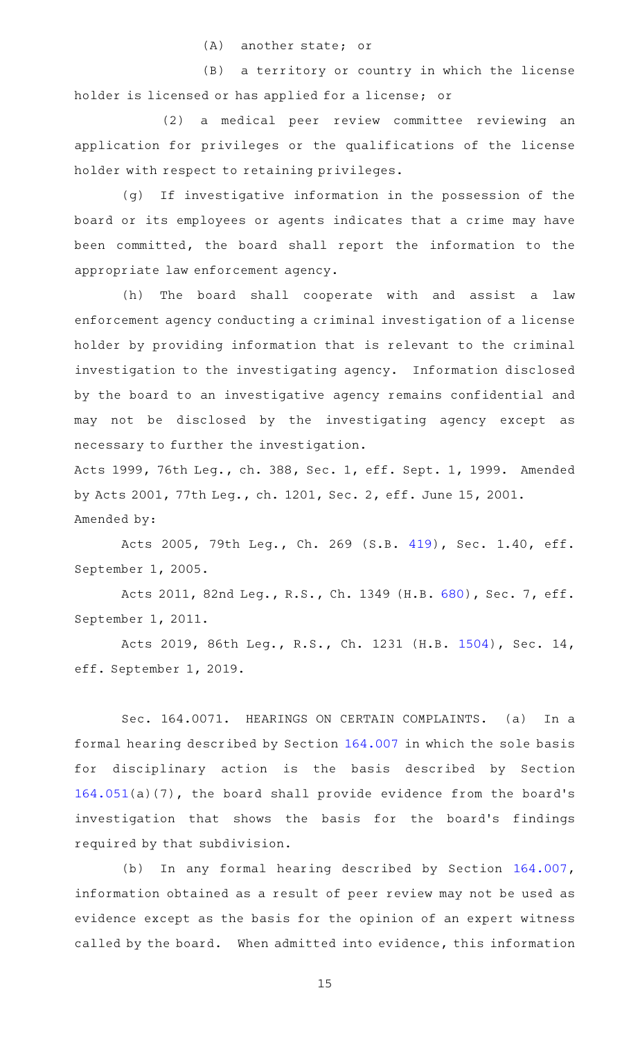(A) another state; or

(B) a territory or country in which the license holder is licensed or has applied for a license; or

(2) a medical peer review committee reviewing an application for privileges or the qualifications of the license holder with respect to retaining privileges.

(g) If investigative information in the possession of the board or its employees or agents indicates that a crime may have been committed, the board shall report the information to the appropriate law enforcement agency.

(h) The board shall cooperate with and assist a law enforcement agency conducting a criminal investigation of a license holder by providing information that is relevant to the criminal investigation to the investigating agency. Information disclosed by the board to an investigative agency remains confidential and may not be disclosed by the investigating agency except as necessary to further the investigation.

Acts 1999, 76th Leg., ch. 388, Sec. 1, eff. Sept. 1, 1999. Amended by Acts 2001, 77th Leg., ch. 1201, Sec. 2, eff. June 15, 2001.

Amended by:

Acts 2005, 79th Leg., Ch. 269 (S.B. 419), Sec. 1.40, eff. September 1, 2005.

Acts 2011, 82nd Leg., R.S., Ch. 1349 (H.B. 680), Sec. 7, eff. September 1, 2011.

Acts 2019, 86th Leg., R.S., Ch. 1231 (H.B. 1504), Sec. 14, eff. September 1, 2019.

Sec. 164.0071. HEARINGS ON CERTAIN COMPLAINTS. (a) In a formal hearing described by Section 164.007 in which the sole basis for disciplinary action is the basis described by Section 164.051(a)(7), the board shall provide evidence from the board's investigation that shows the basis for the board's findings required by that subdivision.

(b) In any formal hearing described by Section 164.007, information obtained as a result of peer review may not be used as evidence except as the basis for the opinion of an expert witness called by the board. When admitted into evidence, this information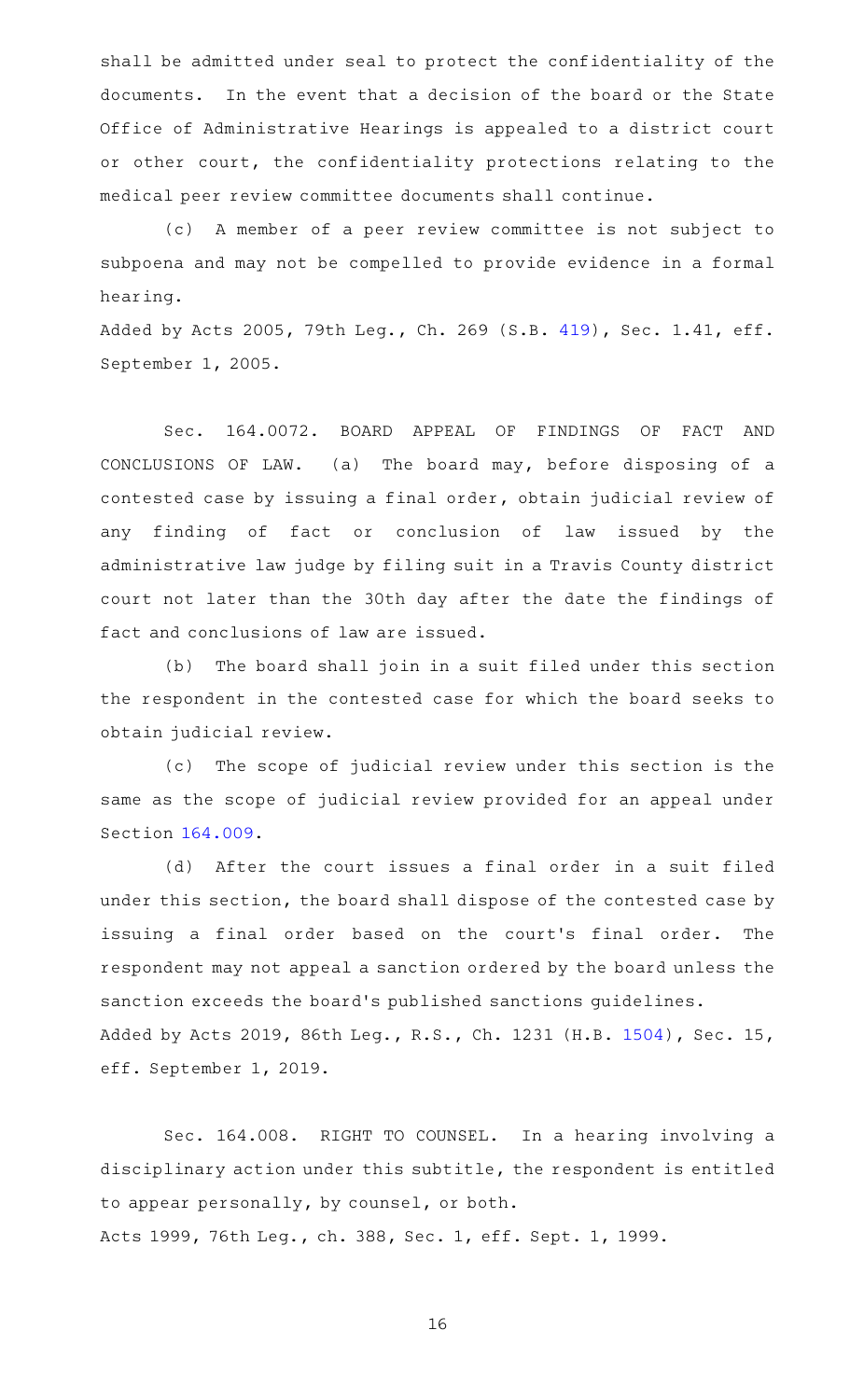shall be admitted under seal to protect the confidentiality of the documents. In the event that a decision of the board or the State Office of Administrative Hearings is appealed to a district court or other court, the confidentiality protections relating to the medical peer review committee documents shall continue.

(c) A member of a peer review committee is not subject to subpoena and may not be compelled to provide evidence in a formal hearing.

Added by Acts 2005, 79th Leg., Ch. 269 (S.B. 419), Sec. 1.41, eff. September 1, 2005.

Sec. 164.0072. BOARD APPEAL OF FINDINGS OF FACT AND CONCLUSIONS OF LAW. (a) The board may, before disposing of a contested case by issuing a final order, obtain judicial review of any finding of fact or conclusion of law issued by the administrative law judge by filing suit in a Travis County district court not later than the 30th day after the date the findings of fact and conclusions of law are issued.

(b) The board shall join in a suit filed under this section the respondent in the contested case for which the board seeks to obtain judicial review.

(c) The scope of judicial review under this section is the same as the scope of judicial review provided for an appeal under Section 164.009.

(d) After the court issues a final order in a suit filed under this section, the board shall dispose of the contested case by issuing a final order based on the court's final order. The respondent may not appeal a sanction ordered by the board unless the sanction exceeds the board's published sanctions guidelines.

Added by Acts 2019, 86th Leg., R.S., Ch. 1231 (H.B. 1504), Sec. 15, eff. September 1, 2019.

Sec. 164.008. RIGHT TO COUNSEL. In a hearing involving a disciplinary action under this subtitle, the respondent is entitled to appear personally, by counsel, or both.

Acts 1999, 76th Leg., ch. 388, Sec. 1, eff. Sept. 1, 1999.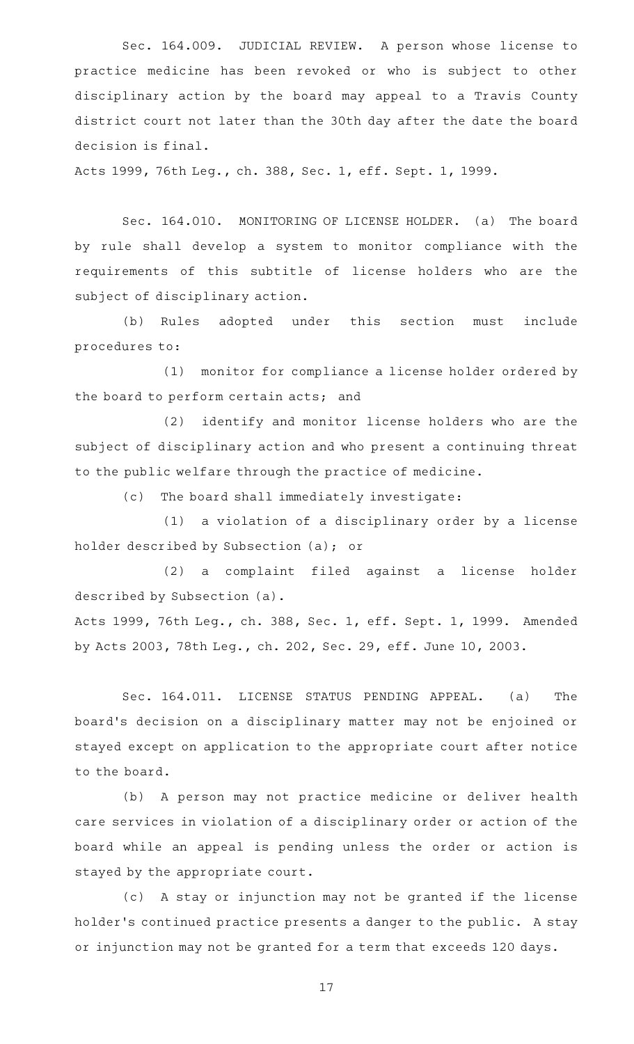Sec. 164.009. JUDICIAL REVIEW. A person whose license to practice medicine has been revoked or who is subject to other disciplinary action by the board may appeal to a Travis County district court not later than the 30th day after the date the board decision is final.

Acts 1999, 76th Leg., ch. 388, Sec. 1, eff. Sept. 1, 1999.

Sec. 164.010. MONITORING OF LICENSE HOLDER. (a) The board by rule shall develop a system to monitor compliance with the requirements of this subtitle of license holders who are the subject of disciplinary action.

(b) Rules adopted under this section must include procedures to:

(1) monitor for compliance a license holder ordered by the board to perform certain acts; and

(2) identify and monitor license holders who are the subject of disciplinary action and who present a continuing threat to the public welfare through the practice of medicine.

(c) The board shall immediately investigate:

(1) a violation of a disciplinary order by a license holder described by Subsection (a); or

(2) a complaint filed against a license holder described by Subsection (a).

Acts 1999, 76th Leg., ch. 388, Sec. 1, eff. Sept. 1, 1999. Amended by Acts 2003, 78th Leg., ch. 202, Sec. 29, eff. June 10, 2003.

Sec. 164.011. LICENSE STATUS PENDING APPEAL. (a) The board's decision on a disciplinary matter may not be enjoined or stayed except on application to the appropriate court after notice to the board.

(b) A person may not practice medicine or deliver health care services in violation of a disciplinary order or action of the board while an appeal is pending unless the order or action is stayed by the appropriate court.

(c) A stay or injunction may not be granted if the license holder's continued practice presents a danger to the public. A stay or injunction may not be granted for a term that exceeds 120 days.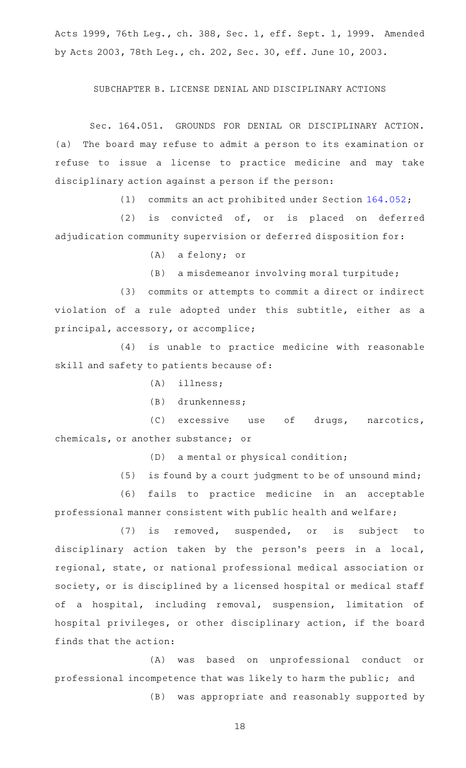Acts 1999, 76th Leg., ch. 388, Sec. 1, eff. Sept. 1, 1999. Amended by Acts 2003, 78th Leg., ch. 202, Sec. 30, eff. June 10, 2003.

SUBCHAPTER B. LICENSE DENIAL AND DISCIPLINARY ACTIONS

Sec. 164.051. GROUNDS FOR DENIAL OR DISCIPLINARY ACTION. (a) The board may refuse to admit a person to its examination or refuse to issue a license to practice medicine and may take disciplinary action against a person if the person:

(1) commits an act prohibited under Section 164.052;

(2) is convicted of, or is placed on deferred adjudication community supervision or deferred disposition for:

(A) a felony; or

(B) a misdemeanor involving moral turpitude;

(3) commits or attempts to commit a direct or indirect violation of a rule adopted under this subtitle, either as a principal, accessory, or accomplice;

(4) is unable to practice medicine with reasonable skill and safety to patients because of:

(A) illness;

(B) drunkenness;

(C) excessive use of drugs, narcotics, chemicals, or another substance; or

(D) a mental or physical condition;

(5) is found by a court judgment to be of unsound mind;

(6) fails to practice medicine in an acceptable professional manner consistent with public health and welfare;

(7) is removed, suspended, or is subject to disciplinary action taken by the person's peers in a local, regional, state, or national professional medical association or society, or is disciplined by a licensed hospital or medical staff of a hospital, including removal, suspension, limitation of hospital privileges, or other disciplinary action, if the board finds that the action:

(A) was based on unprofessional conduct or professional incompetence that was likely to harm the public; and

(B) was appropriate and reasonably supported by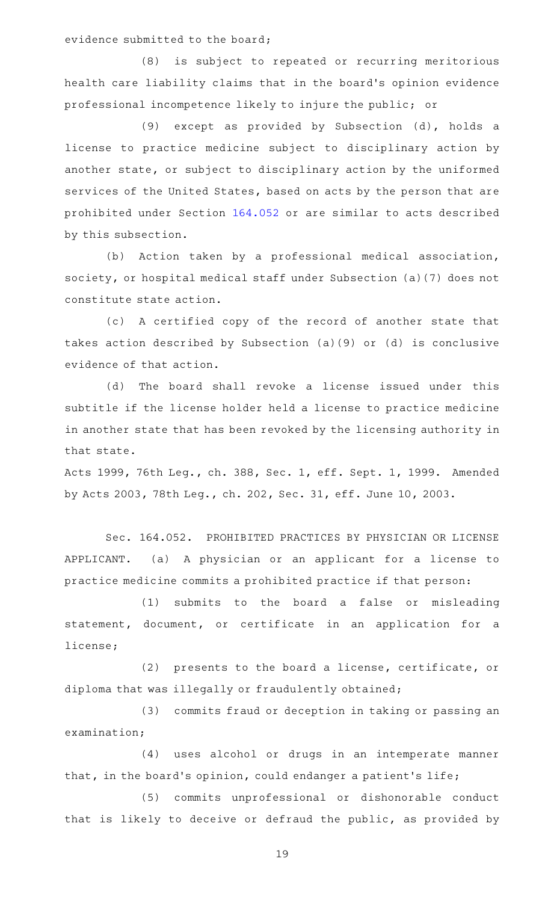evidence submitted to the board;

(8) is subject to repeated or recurring meritorious health care liability claims that in the board's opinion evidence professional incompetence likely to injure the public; or

(9) except as provided by Subsection (d), holds a license to practice medicine subject to disciplinary action by another state, or subject to disciplinary action by the uniformed services of the United States, based on acts by the person that are prohibited under Section 164.052 or are similar to acts described by this subsection.

(b) Action taken by a professional medical association, society, or hospital medical staff under Subsection (a)(7) does not constitute state action.

(c) A certified copy of the record of another state that takes action described by Subsection (a)(9) or (d) is conclusive evidence of that action.

(d) The board shall revoke a license issued under this subtitle if the license holder held a license to practice medicine in another state that has been revoked by the licensing authority in that state.

Acts 1999, 76th Leg., ch. 388, Sec. 1, eff. Sept. 1, 1999. Amended by Acts 2003, 78th Leg., ch. 202, Sec. 31, eff. June 10, 2003.

Sec. 164.052. PROHIBITED PRACTICES BY PHYSICIAN OR LICENSE APPLICANT. (a) A physician or an applicant for a license to practice medicine commits a prohibited practice if that person:

(1) submits to the board a false or misleading statement, document, or certificate in an application for a license;

(2) presents to the board a license, certificate, or diploma that was illegally or fraudulently obtained;

(3) commits fraud or deception in taking or passing an examination;

(4) uses alcohol or drugs in an intemperate manner that, in the board's opinion, could endanger a patient's life;

(5) commits unprofessional or dishonorable conduct that is likely to deceive or defraud the public, as provided by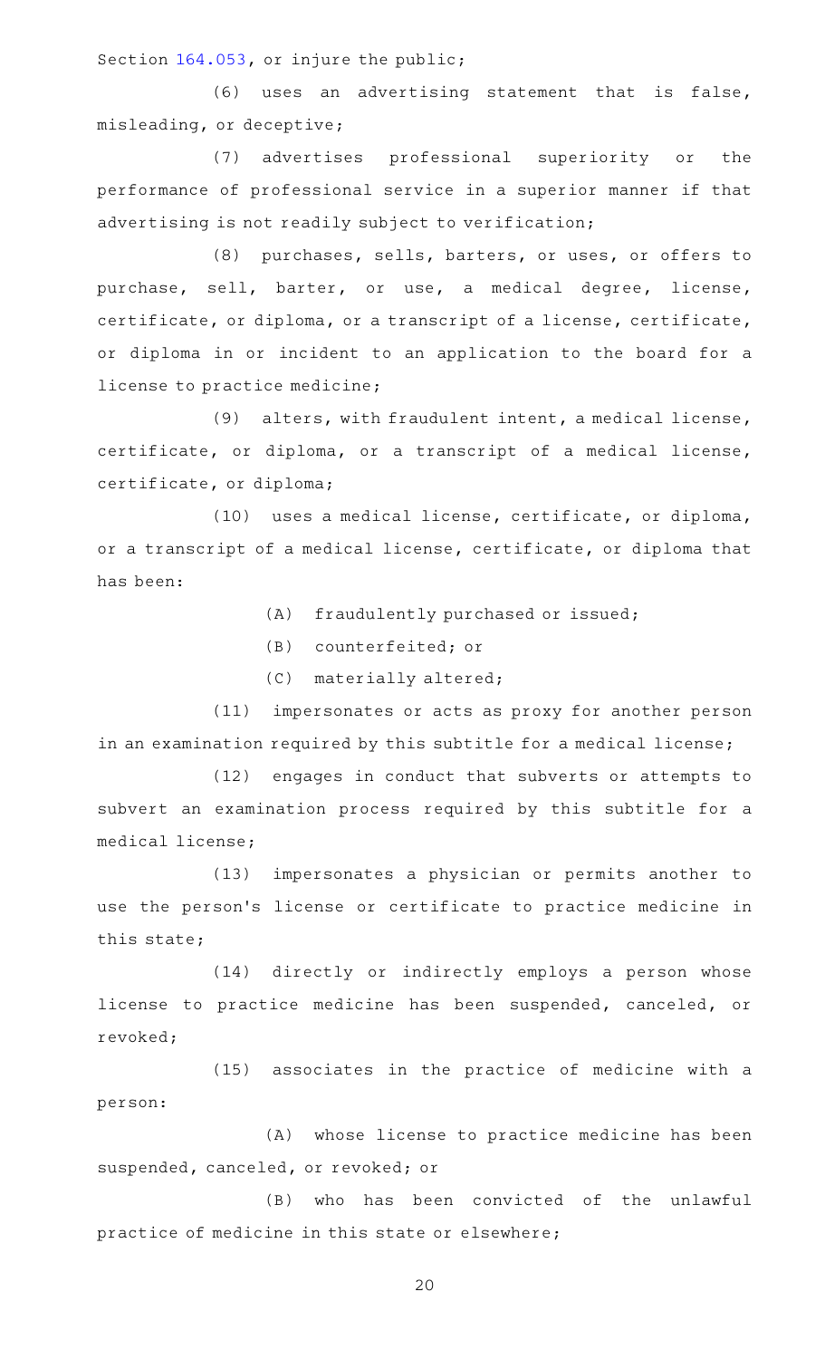Section 164.053, or injure the public;

(6) uses an advertising statement that is false, misleading, or deceptive;

(7) advertises professional superiority or the performance of professional service in a superior manner if that advertising is not readily subject to verification;

(8) purchases, sells, barters, or uses, or offers to purchase, sell, barter, or use, a medical degree, license, certificate, or diploma, or a transcript of a license, certificate, or diploma in or incident to an application to the board for a license to practice medicine;

(9) alters, with fraudulent intent, a medical license, certificate, or diploma, or a transcript of a medical license, certificate, or diploma;

(10) uses a medical license, certificate, or diploma, or a transcript of a medical license, certificate, or diploma that has been:

(A) fraudulently purchased or issued;

(B) counterfeited; or

(C) materially altered;

(11) impersonates or acts as proxy for another person in an examination required by this subtitle for a medical license;

(12) engages in conduct that subverts or attempts to subvert an examination process required by this subtitle for a medical license;

(13) impersonates a physician or permits another to use the person's license or certificate to practice medicine in this state;

(14) directly or indirectly employs a person whose license to practice medicine has been suspended, canceled, or revoked;

(15) associates in the practice of medicine with a person:

(A) whose license to practice medicine has been suspended, canceled, or revoked; or

(B) who has been convicted of the unlawful practice of medicine in this state or elsewhere;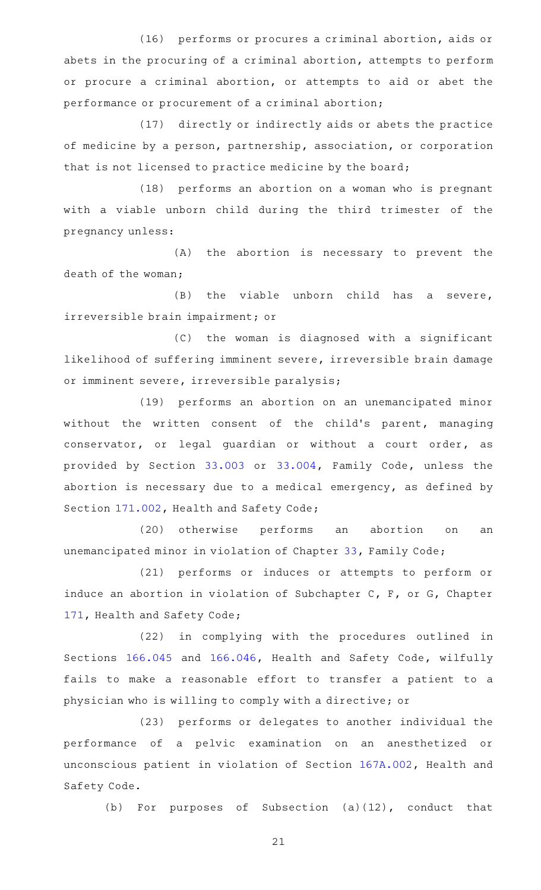(16) performs or procures a criminal abortion, aids or abets in the procuring of a criminal abortion, attempts to perform or procure a criminal abortion, or attempts to aid or abet the performance or procurement of a criminal abortion;

(17) directly or indirectly aids or abets the practice of medicine by a person, partnership, association, or corporation that is not licensed to practice medicine by the board;

(18) performs an abortion on a woman who is pregnant with a viable unborn child during the third trimester of the pregnancy unless:

(A) the abortion is necessary to prevent the death of the woman;

(B) the viable unborn child has a severe, irreversible brain impairment; or

(C) the woman is diagnosed with a significant likelihood of suffering imminent severe, irreversible brain damage or imminent severe, irreversible paralysis;

(19) performs an abortion on an unemancipated minor without the written consent of the child's parent, managing conservator, or legal guardian or without a court order, as provided by Section 33.003 or 33.004, Family Code, unless the abortion is necessary due to a medical emergency, as defined by Section 171.002, Health and Safety Code;

(20) otherwise performs an abortion on an unemancipated minor in violation of Chapter 33, Family Code;

(21) performs or induces or attempts to perform or induce an abortion in violation of Subchapter C, F, or G, Chapter 171, Health and Safety Code;

(22) in complying with the procedures outlined in Sections 166.045 and 166.046, Health and Safety Code, wilfully fails to make a reasonable effort to transfer a patient to a physician who is willing to comply with a directive; or

(23) performs or delegates to another individual the performance of a pelvic examination on an anesthetized or unconscious patient in violation of Section 167A.002, Health and Safety Code.

(b) For purposes of Subsection (a)(12), conduct that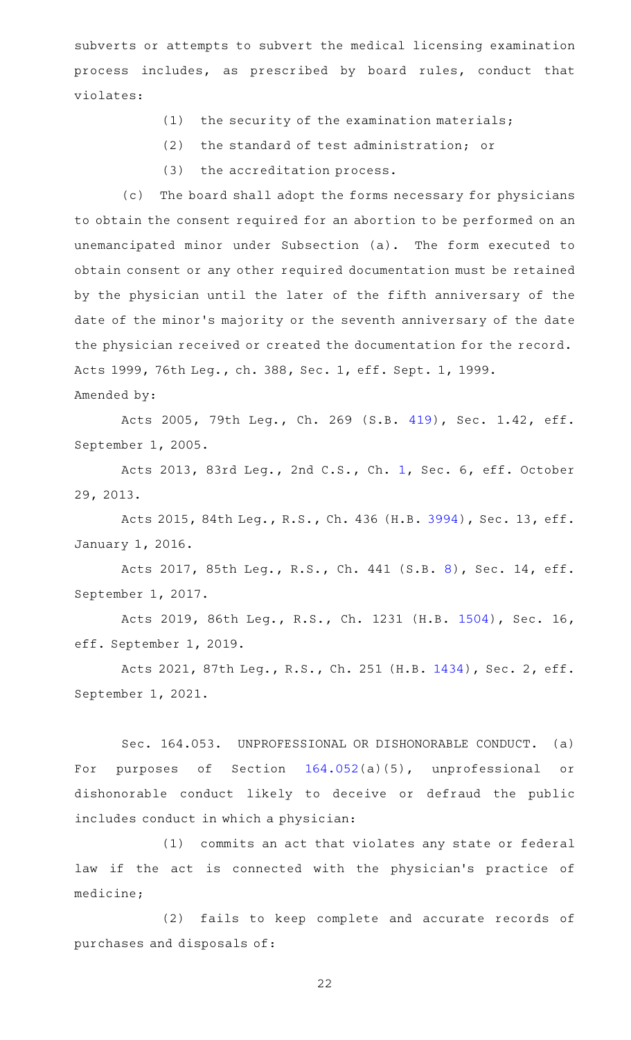subverts or attempts to subvert the medical licensing examination process includes, as prescribed by board rules, conduct that violates:

(1) the security of the examination materials;

(2) the standard of test administration; or

(3) the accreditation process.

(c) The board shall adopt the forms necessary for physicians to obtain the consent required for an abortion to be performed on an unemancipated minor under Subsection (a). The form executed to obtain consent or any other required documentation must be retained by the physician until the later of the fifth anniversary of the date of the minor's majority or the seventh anniversary of the date the physician received or created the documentation for the record.

Acts 1999, 76th Leg., ch. 388, Sec. 1, eff. Sept. 1, 1999.

Amended by:

Acts 2005, 79th Leg., Ch. 269 (S.B. 419), Sec. 1.42, eff. September 1, 2005.

Acts 2013, 83rd Leg., 2nd C.S., Ch. 1, Sec. 6, eff. October 29, 2013.

Acts 2015, 84th Leg., R.S., Ch. 436 (H.B. 3994), Sec. 13, eff. January 1, 2016.

Acts 2017, 85th Leg., R.S., Ch. 441 (S.B. 8), Sec. 14, eff. September 1, 2017.

Acts 2019, 86th Leg., R.S., Ch. 1231 (H.B. 1504), Sec. 16, eff. September 1, 2019.

Acts 2021, 87th Leg., R.S., Ch. 251 (H.B. 1434), Sec. 2, eff. September 1, 2021.

Sec. 164.053. UNPROFESSIONAL OR DISHONORABLE CONDUCT. (a) For purposes of Section 164.052(a)(5), unprofessional or dishonorable conduct likely to deceive or defraud the public includes conduct in which a physician:

(1) commits an act that violates any state or federal law if the act is connected with the physician's practice of medicine;

(2) fails to keep complete and accurate records of purchases and disposals of: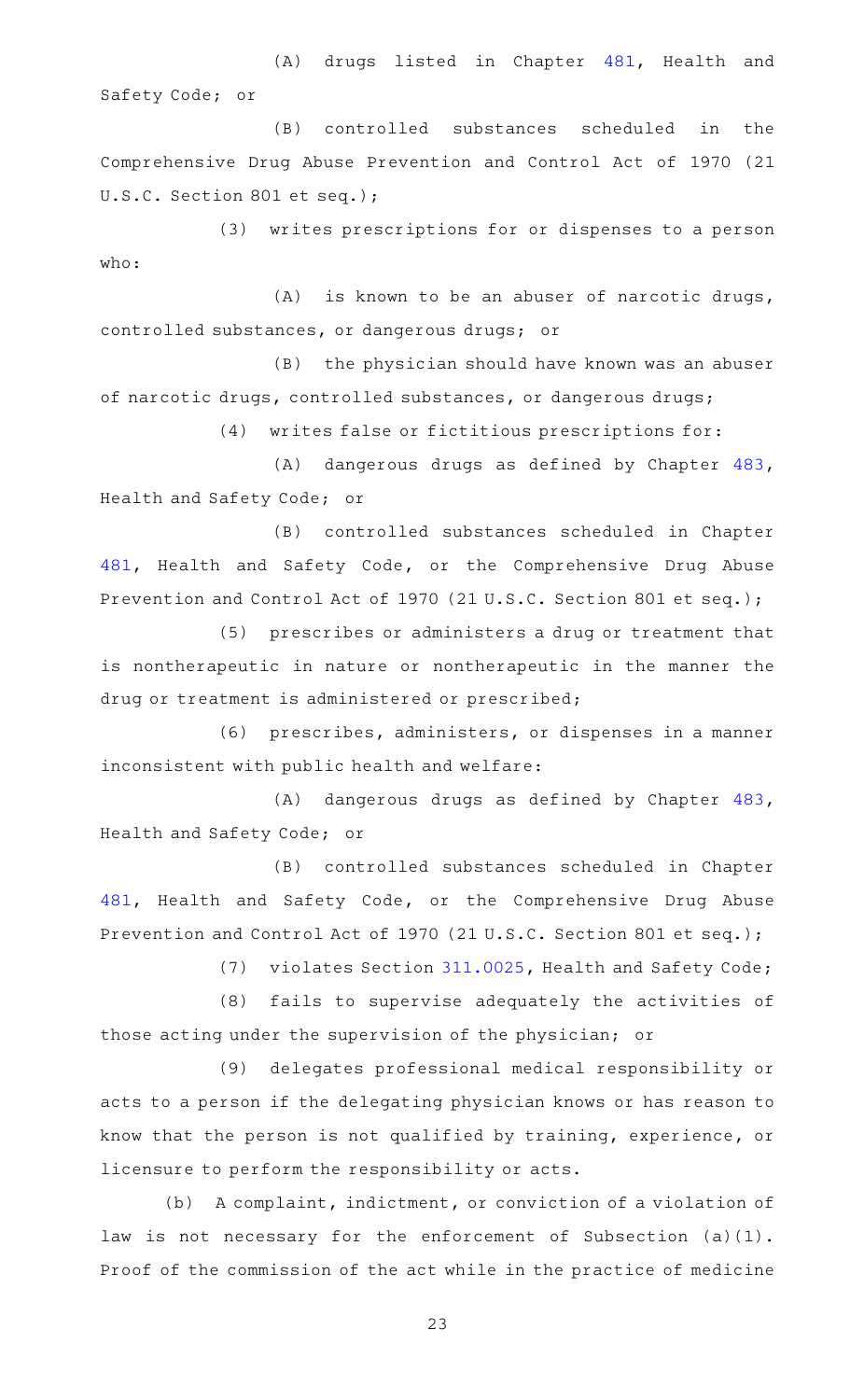(A) drugs listed in Chapter 481, Health and Safety Code; or

(B) controlled substances scheduled in the Comprehensive Drug Abuse Prevention and Control Act of 1970 (21 U.S.C. Section 801 et seq.);

(3) writes prescriptions for or dispenses to a person who:

(A) is known to be an abuser of narcotic drugs, controlled substances, or dangerous drugs; or

(B) the physician should have known was an abuser of narcotic drugs, controlled substances, or dangerous drugs;

(4) writes false or fictitious prescriptions for:

(A) dangerous drugs as defined by Chapter 483, Health and Safety Code; or

(B) controlled substances scheduled in Chapter 481, Health and Safety Code, or the Comprehensive Drug Abuse Prevention and Control Act of 1970 (21 U.S.C. Section 801 et seq.);

(5) prescribes or administers a drug or treatment that is nontherapeutic in nature or nontherapeutic in the manner the drug or treatment is administered or prescribed;

(6) prescribes, administers, or dispenses in a manner inconsistent with public health and welfare:

(A) dangerous drugs as defined by Chapter 483, Health and Safety Code; or

(B) controlled substances scheduled in Chapter 481, Health and Safety Code, or the Comprehensive Drug Abuse Prevention and Control Act of 1970 (21 U.S.C. Section 801 et seq.);

(7) violates Section 311.0025, Health and Safety Code;

(8) fails to supervise adequately the activities of those acting under the supervision of the physician; or

(9) delegates professional medical responsibility or acts to a person if the delegating physician knows or has reason to know that the person is not qualified by training, experience, or licensure to perform the responsibility or acts.

(b) A complaint, indictment, or conviction of a violation of law is not necessary for the enforcement of Subsection (a)(1). Proof of the commission of the act while in the practice of medicine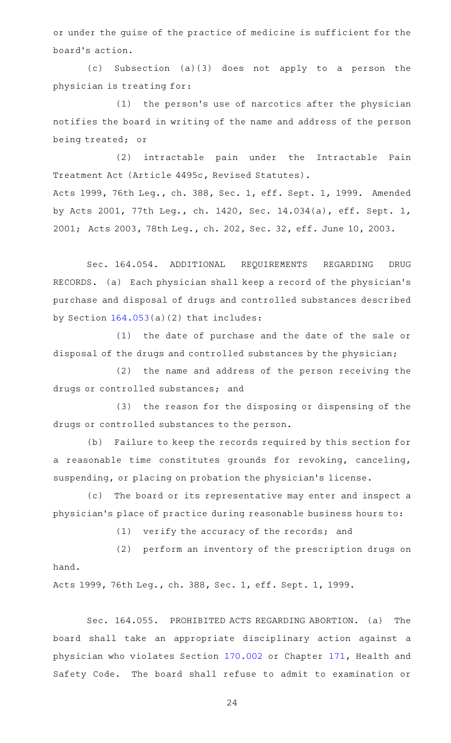or under the guise of the practice of medicine is sufficient for the board's action.

(c) Subsection (a)(3) does not apply to a person the physician is treating for:

(1) the person's use of narcotics after the physician notifies the board in writing of the name and address of the person being treated; or

(2) intractable pain under the Intractable Pain Treatment Act (Article 4495c, Revised Statutes).

Acts 1999, 76th Leg., ch. 388, Sec. 1, eff. Sept. 1, 1999. Amended by Acts 2001, 77th Leg., ch. 1420, Sec. 14.034(a), eff. Sept. 1, 2001; Acts 2003, 78th Leg., ch. 202, Sec. 32, eff. June 10, 2003.

Sec. 164.054. ADDITIONAL REQUIREMENTS REGARDING DRUG RECORDS. (a) Each physician shall keep a record of the physician's purchase and disposal of drugs and controlled substances described by Section 164.053(a)(2) that includes:

(1) the date of purchase and the date of the sale or disposal of the drugs and controlled substances by the physician;

(2) the name and address of the person receiving the drugs or controlled substances; and

(3) the reason for the disposing or dispensing of the drugs or controlled substances to the person.

(b) Failure to keep the records required by this section for a reasonable time constitutes grounds for revoking, canceling, suspending, or placing on probation the physician's license.

(c) The board or its representative may enter and inspect a physician's place of practice during reasonable business hours to:

(1) verify the accuracy of the records; and

(2) perform an inventory of the prescription drugs on hand.

Acts 1999, 76th Leg., ch. 388, Sec. 1, eff. Sept. 1, 1999.

Sec. 164.055. PROHIBITED ACTS REGARDING ABORTION. (a) The board shall take an appropriate disciplinary action against a physician who violates Section 170.002 or Chapter 171, Health and Safety Code. The board shall refuse to admit to examination or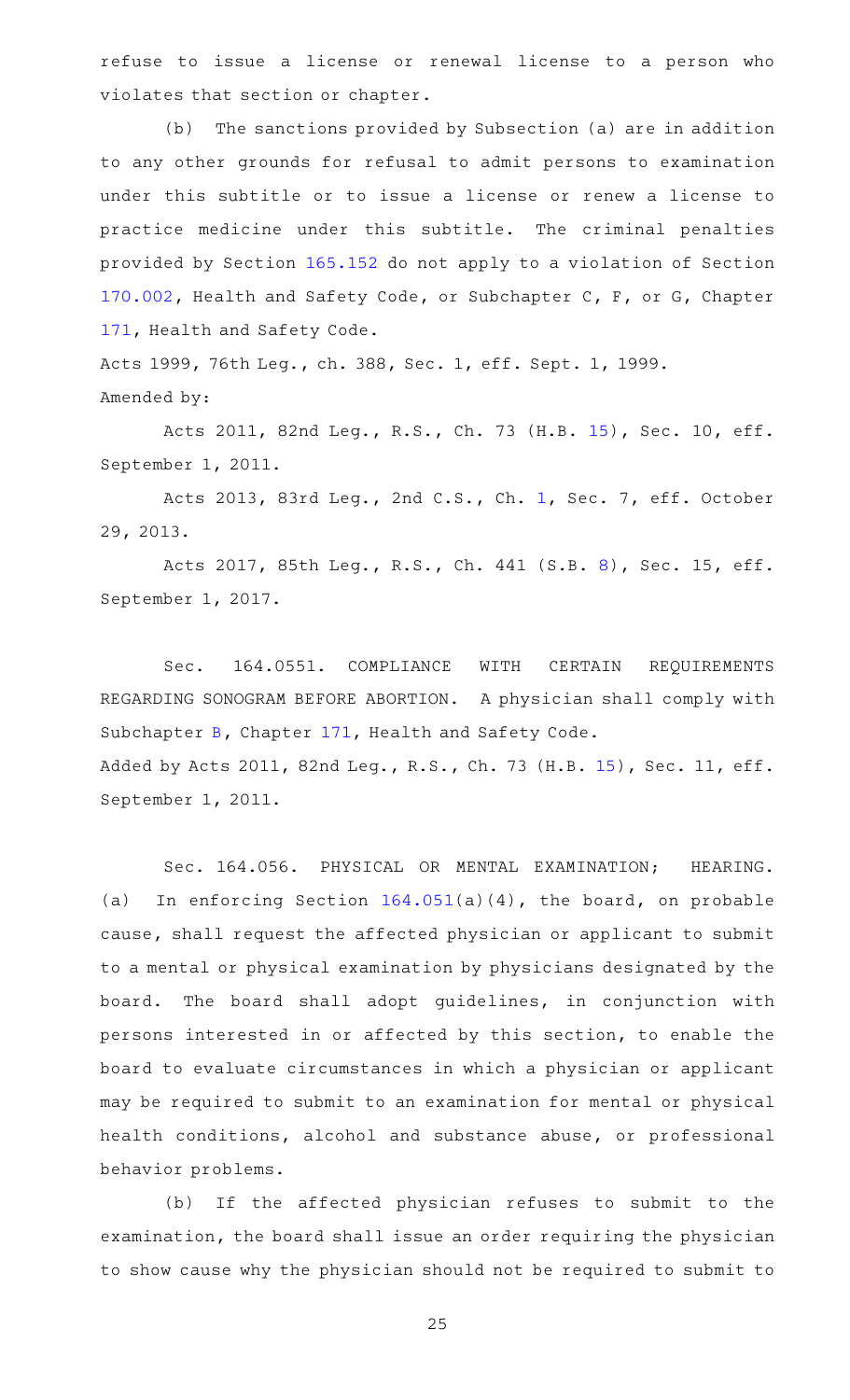refuse to issue a license or renewal license to a person who violates that section or chapter.

(b) The sanctions provided by Subsection (a) are in addition to any other grounds for refusal to admit persons to examination under this subtitle or to issue a license or renew a license to practice medicine under this subtitle. The criminal penalties provided by Section 165.152 do not apply to a violation of Section 170.002, Health and Safety Code, or Subchapter C, F, or G, Chapter 171, Health and Safety Code.

Acts 1999, 76th Leg., ch. 388, Sec. 1, eff. Sept. 1, 1999.
Amended by:

Acts 2011, 82nd Leg., R.S., Ch. 73 (H.B. 15), Sec. 10, eff. September 1, 2011.

Acts 2013, 83rd Leg., 2nd C.S., Ch. 1, Sec. 7, eff. October 29, 2013.

Acts 2017, 85th Leg., R.S., Ch. 441 (S.B. 8), Sec. 15, eff. September 1, 2017.

Sec. 164.0551. COMPLIANCE WITH CERTAIN REQUIREMENTS REGARDING SONOGRAM BEFORE ABORTION. A physician shall comply with Subchapter B, Chapter 171, Health and Safety Code.
Added by Acts 2011, 82nd Leg., R.S., Ch. 73 (H.B. 15), Sec. 11, eff. September 1, 2011.

Sec. 164.056. PHYSICAL OR MENTAL EXAMINATION; HEARING. (a) In enforcing Section 164.051(a)(4), the board, on probable cause, shall request the affected physician or applicant to submit to a mental or physical examination by physicians designated by the board. The board shall adopt guidelines, in conjunction with persons interested in or affected by this section, to enable the board to evaluate circumstances in which a physician or applicant may be required to submit to an examination for mental or physical health conditions, alcohol and substance abuse, or professional behavior problems.

(b) If the affected physician refuses to submit to the examination, the board shall issue an order requiring the physician to show cause why the physician should not be required to submit to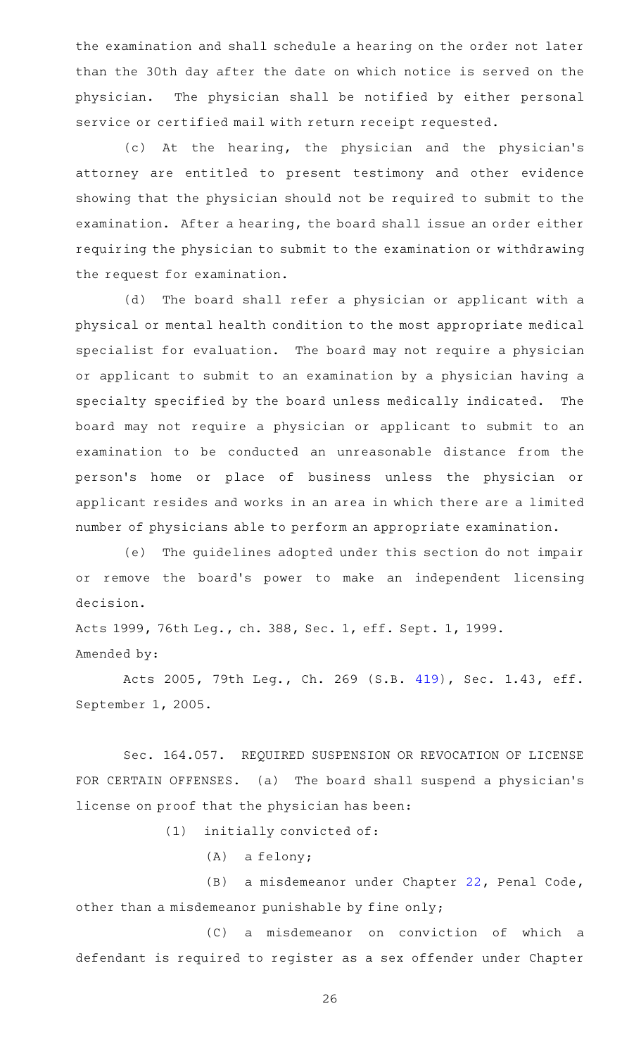the examination and shall schedule a hearing on the order not later than the 30th day after the date on which notice is served on the physician. The physician shall be notified by either personal service or certified mail with return receipt requested.

(c) At the hearing, the physician and the physician's attorney are entitled to present testimony and other evidence showing that the physician should not be required to submit to the examination. After a hearing, the board shall issue an order either requiring the physician to submit to the examination or withdrawing the request for examination.

(d) The board shall refer a physician or applicant with a physical or mental health condition to the most appropriate medical specialist for evaluation. The board may not require a physician or applicant to submit to an examination by a physician having a specialty specified by the board unless medically indicated. The board may not require a physician or applicant to submit to an examination to be conducted an unreasonable distance from the person's home or place of business unless the physician or applicant resides and works in an area in which there are a limited number of physicians able to perform an appropriate examination.

(e) The guidelines adopted under this section do not impair or remove the board's power to make an independent licensing decision.

Acts 1999, 76th Leg., ch. 388, Sec. 1, eff. Sept. 1, 1999.

Amended by:

Acts 2005, 79th Leg., Ch. 269 (S.B. 419), Sec. 1.43, eff. September 1, 2005.

Sec. 164.057. REQUIRED SUSPENSION OR REVOCATION OF LICENSE FOR CERTAIN OFFENSES. (a) The board shall suspend a physician's license on proof that the physician has been:

(1) initially convicted of:

(A) a felony;

(B) a misdemeanor under Chapter 22, Penal Code, other than a misdemeanor punishable by fine only;

(C) a misdemeanor on conviction of which a defendant is required to register as a sex offender under Chapter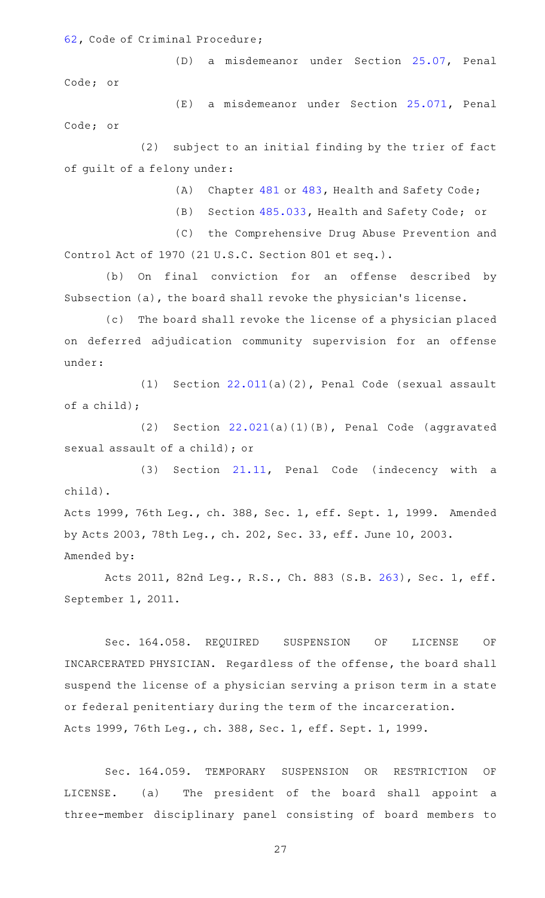62, Code of Criminal Procedure;

(D) a misdemeanor under Section 25.07, Penal Code; or

(E) a misdemeanor under Section 25.071, Penal Code; or

(2) subject to an initial finding by the trier of fact of guilt of a felony under:

(A) Chapter 481 or 483, Health and Safety Code;

(B) Section 485.033, Health and Safety Code; or

(C) the Comprehensive Drug Abuse Prevention and Control Act of 1970 (21 U.S.C. Section 801 et seq.).

(b) On final conviction for an offense described by Subsection (a), the board shall revoke the physician's license.

(c) The board shall revoke the license of a physician placed on deferred adjudication community supervision for an offense under:

(1) Section 22.011(a)(2), Penal Code (sexual assault of a child);

(2) Section 22.021(a)(1)(B), Penal Code (aggravated sexual assault of a child); or

(3) Section 21.11, Penal Code (indecency with a child).

Acts 1999, 76th Leg., ch. 388, Sec. 1, eff. Sept. 1, 1999. Amended by Acts 2003, 78th Leg., ch. 202, Sec. 33, eff. June 10, 2003.

Amended by:

Acts 2011, 82nd Leg., R.S., Ch. 883 (S.B. 263), Sec. 1, eff. September 1, 2011.

Sec. 164.058. REQUIRED SUSPENSION OF LICENSE OF INCARCERATED PHYSICIAN. Regardless of the offense, the board shall suspend the license of a physician serving a prison term in a state or federal penitentiary during the term of the incarceration.

Acts 1999, 76th Leg., ch. 388, Sec. 1, eff. Sept. 1, 1999.

Sec. 164.059. TEMPORARY SUSPENSION OR RESTRICTION OF LICENSE. (a) The president of the board shall appoint a three-member disciplinary panel consisting of board members to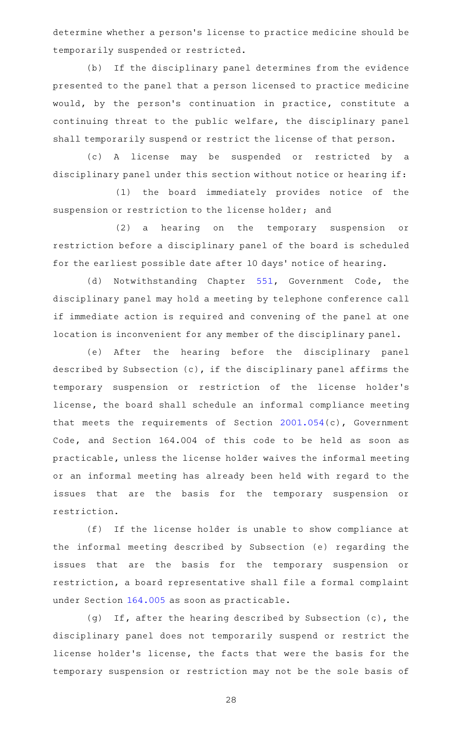determine whether a person's license to practice medicine should be temporarily suspended or restricted.

(b) If the disciplinary panel determines from the evidence presented to the panel that a person licensed to practice medicine would, by the person's continuation in practice, constitute a continuing threat to the public welfare, the disciplinary panel shall temporarily suspend or restrict the license of that person.

(c) A license may be suspended or restricted by a disciplinary panel under this section without notice or hearing if:

(1) the board immediately provides notice of the suspension or restriction to the license holder; and

(2) a hearing on the temporary suspension or restriction before a disciplinary panel of the board is scheduled for the earliest possible date after 10 days' notice of hearing.

(d) Notwithstanding Chapter 551, Government Code, the disciplinary panel may hold a meeting by telephone conference call if immediate action is required and convening of the panel at one location is inconvenient for any member of the disciplinary panel.

(e) After the hearing before the disciplinary panel described by Subsection (c), if the disciplinary panel affirms the temporary suspension or restriction of the license holder's license, the board shall schedule an informal compliance meeting that meets the requirements of Section 2001.054(c), Government Code, and Section 164.004 of this code to be held as soon as practicable, unless the license holder waives the informal meeting or an informal meeting has already been held with regard to the issues that are the basis for the temporary suspension or restriction.

(f) If the license holder is unable to show compliance at the informal meeting described by Subsection (e) regarding the issues that are the basis for the temporary suspension or restriction, a board representative shall file a formal complaint under Section 164.005 as soon as practicable.

(g) If, after the hearing described by Subsection (c), the disciplinary panel does not temporarily suspend or restrict the license holder's license, the facts that were the basis for the temporary suspension or restriction may not be the sole basis of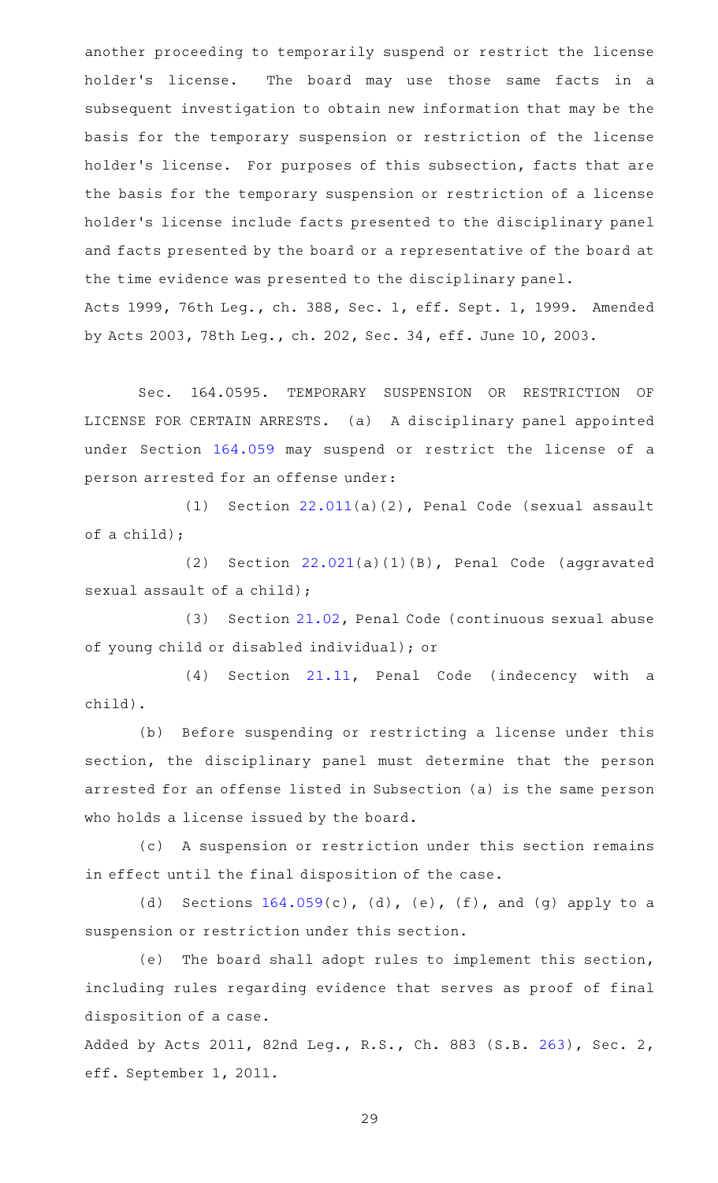another proceeding to temporarily suspend or restrict the license holder's license. The board may use those same facts in a subsequent investigation to obtain new information that may be the basis for the temporary suspension or restriction of the license holder's license. For purposes of this subsection, facts that are the basis for the temporary suspension or restriction of a license holder's license include facts presented to the disciplinary panel and facts presented by the board or a representative of the board at the time evidence was presented to the disciplinary panel.

Acts 1999, 76th Leg., ch. 388, Sec. 1, eff. Sept. 1, 1999. Amended by Acts 2003, 78th Leg., ch. 202, Sec. 34, eff. June 10, 2003.

Sec. 164.0595. TEMPORARY SUSPENSION OR RESTRICTION OF LICENSE FOR CERTAIN ARRESTS. (a) A disciplinary panel appointed under Section 164.059 may suspend or restrict the license of a person arrested for an offense under:

(1) Section 22.011(a)(2), Penal Code (sexual assault of a child);

(2) Section 22.021(a)(1)(B), Penal Code (aggravated sexual assault of a child);

(3) Section 21.02, Penal Code (continuous sexual abuse of young child or disabled individual); or

(4) Section 21.11, Penal Code (indecency with a child).

(b) Before suspending or restricting a license under this section, the disciplinary panel must determine that the person arrested for an offense listed in Subsection (a) is the same person who holds a license issued by the board.

(c) A suspension or restriction under this section remains in effect until the final disposition of the case.

(d) Sections 164.059(c), (d), (e), (f), and (g) apply to a suspension or restriction under this section.

(e) The board shall adopt rules to implement this section, including rules regarding evidence that serves as proof of final disposition of a case.

Added by Acts 2011, 82nd Leg., R.S., Ch. 883 (S.B. 263), Sec. 2, eff. September 1, 2011.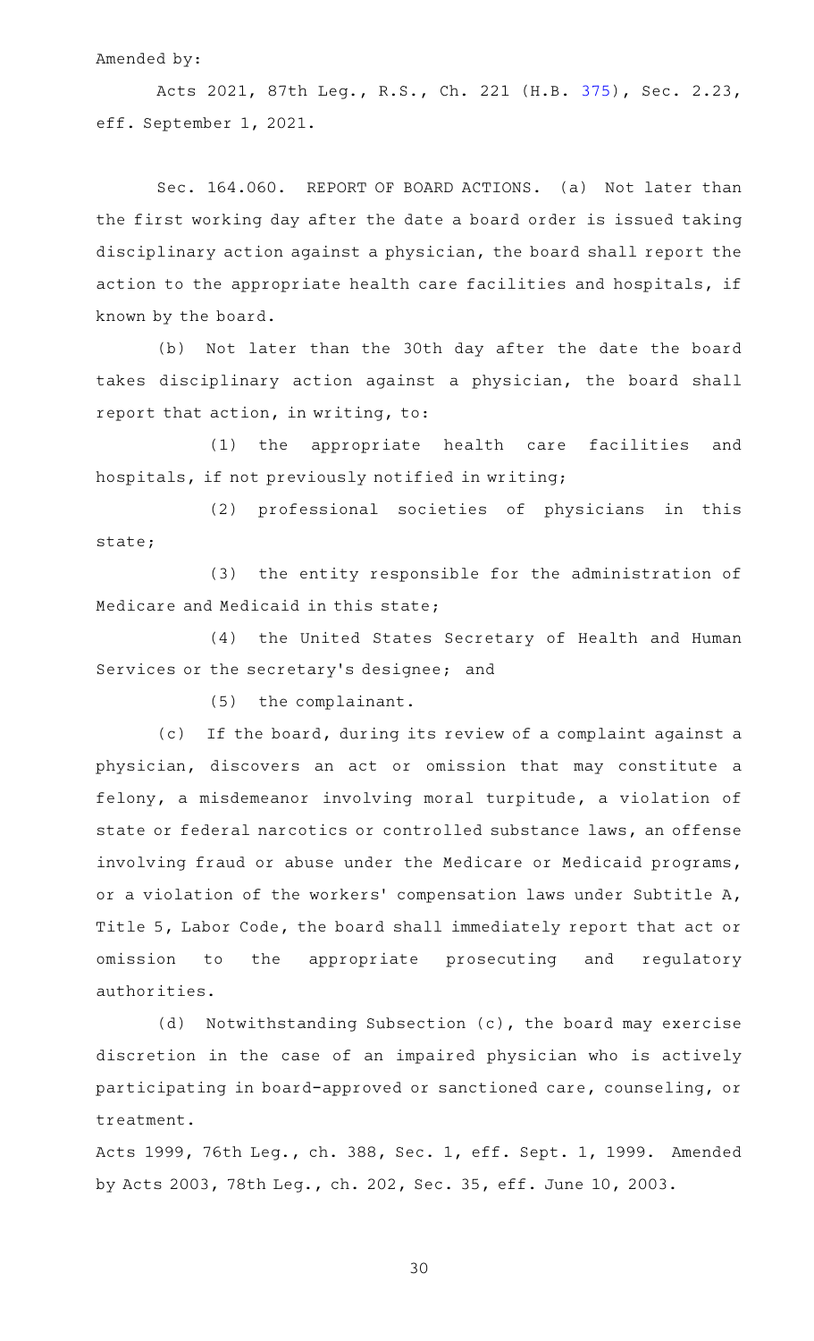Amended by:

Acts 2021, 87th Leg., R.S., Ch. 221 (H.B. 375), Sec. 2.23, eff. September 1, 2021.

Sec. 164.060. REPORT OF BOARD ACTIONS. (a) Not later than the first working day after the date a board order is issued taking disciplinary action against a physician, the board shall report the action to the appropriate health care facilities and hospitals, if known by the board.

(b) Not later than the 30th day after the date the board takes disciplinary action against a physician, the board shall report that action, in writing, to:

(1) the appropriate health care facilities and hospitals, if not previously notified in writing;

(2) professional societies of physicians in this state;

(3) the entity responsible for the administration of Medicare and Medicaid in this state;

(4) the United States Secretary of Health and Human Services or the secretary's designee; and

(5) the complainant.

(c) If the board, during its review of a complaint against a physician, discovers an act or omission that may constitute a felony, a misdemeanor involving moral turpitude, a violation of state or federal narcotics or controlled substance laws, an offense involving fraud or abuse under the Medicare or Medicaid programs, or a violation of the workers' compensation laws under Subtitle A, Title 5, Labor Code, the board shall immediately report that act or omission to the appropriate prosecuting and regulatory authorities.

(d) Notwithstanding Subsection (c), the board may exercise discretion in the case of an impaired physician who is actively participating in board-approved or sanctioned care, counseling, or treatment.

Acts 1999, 76th Leg., ch. 388, Sec. 1, eff. Sept. 1, 1999. Amended by Acts 2003, 78th Leg., ch. 202, Sec. 35, eff. June 10, 2003.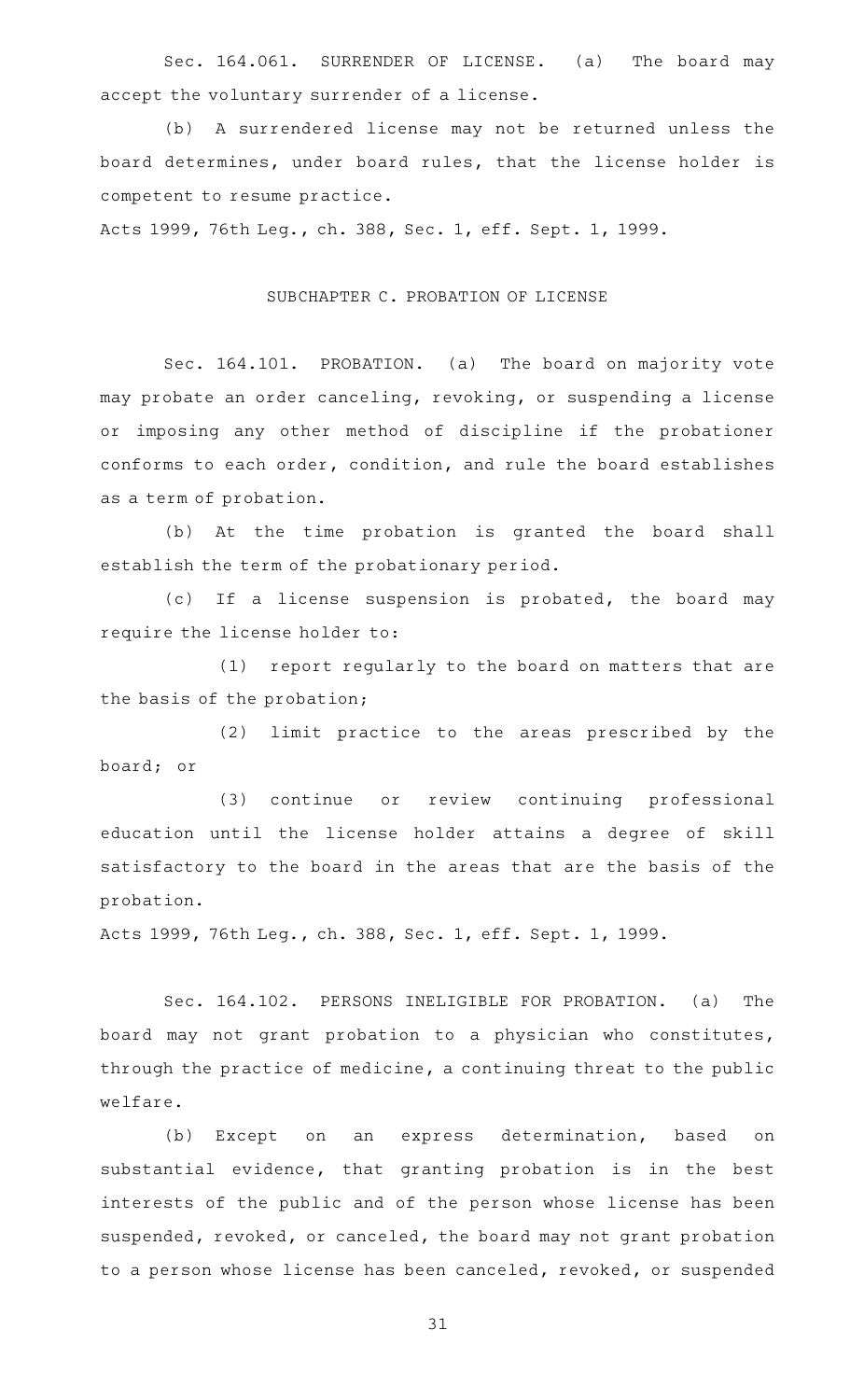Sec. 164.061. SURRENDER OF LICENSE. (a) The board may accept the voluntary surrender of a license.

(b) A surrendered license may not be returned unless the board determines, under board rules, that the license holder is competent to resume practice.

Acts 1999, 76th Leg., ch. 388, Sec. 1, eff. Sept. 1, 1999.

## SUBCHAPTER C. PROBATION OF LICENSE

Sec. 164.101. PROBATION. (a) The board on majority vote may probate an order canceling, revoking, or suspending a license or imposing any other method of discipline if the probationer conforms to each order, condition, and rule the board establishes as a term of probation.

(b) At the time probation is granted the board shall establish the term of the probationary period.

(c) If a license suspension is probated, the board may require the license holder to:

(1) report regularly to the board on matters that are the basis of the probation;

(2) limit practice to the areas prescribed by the board; or

(3) continue or review continuing professional education until the license holder attains a degree of skill satisfactory to the board in the areas that are the basis of the probation.

Acts 1999, 76th Leg., ch. 388, Sec. 1, eff. Sept. 1, 1999.

Sec. 164.102. PERSONS INELIGIBLE FOR PROBATION. (a) The board may not grant probation to a physician who constitutes, through the practice of medicine, a continuing threat to the public welfare.

(b) Except on an express determination, based on substantial evidence, that granting probation is in the best interests of the public and of the person whose license has been suspended, revoked, or canceled, the board may not grant probation to a person whose license has been canceled, revoked, or suspended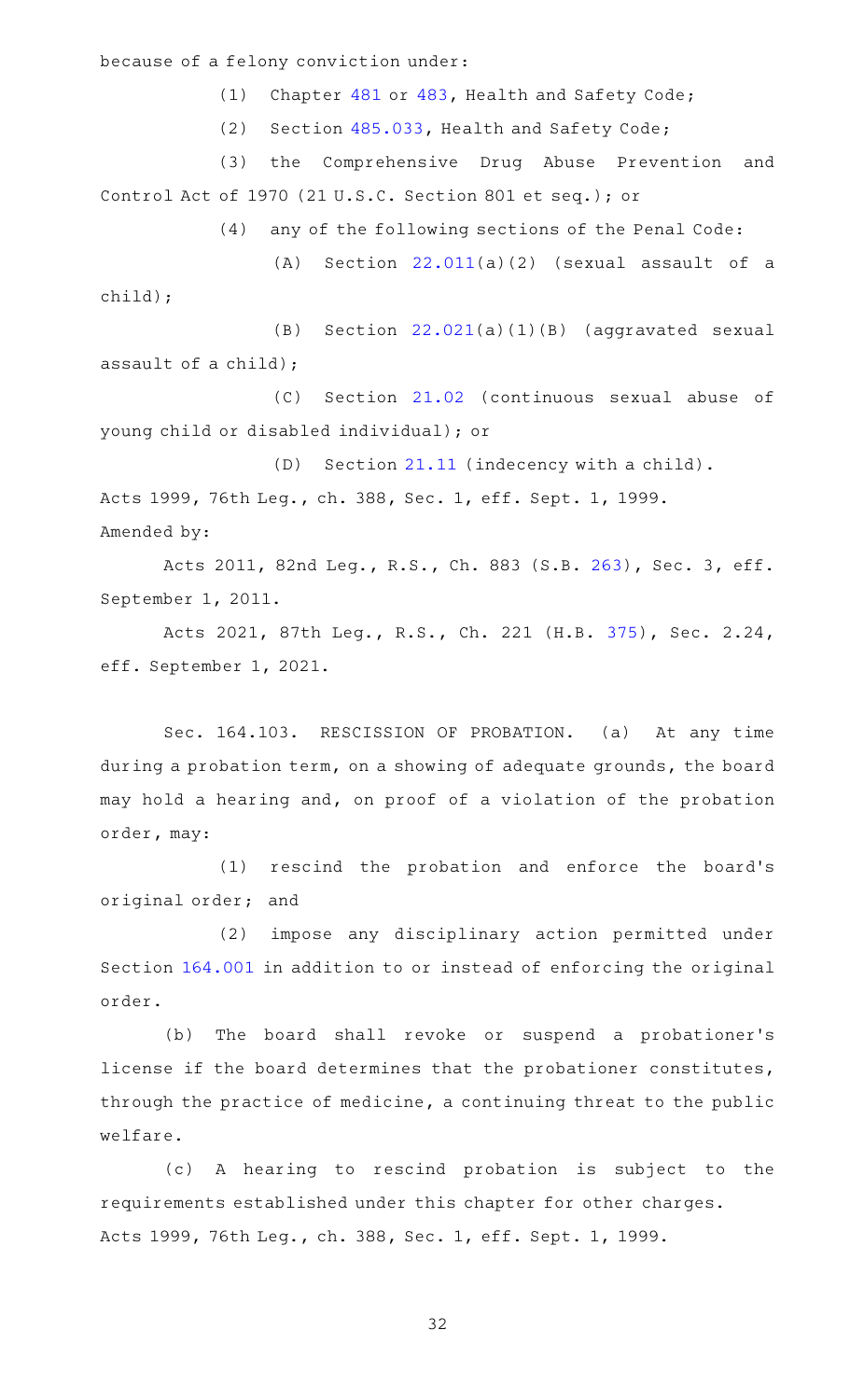because of a felony conviction under:

(1) Chapter 481 or 483, Health and Safety Code;

(2) Section 485.033, Health and Safety Code;

(3) the Comprehensive Drug Abuse Prevention and Control Act of 1970 (21 U.S.C. Section 801 et seq.); or

(4) any of the following sections of the Penal Code:

(A) Section 22.011(a)(2) (sexual assault of a child);

(B) Section 22.021(a)(1)(B) (aggravated sexual assault of a child);

(C) Section 21.02 (continuous sexual abuse of young child or disabled individual); or

(D) Section 21.11 (indecency with a child).

Acts 1999, 76th Leg., ch. 388, Sec. 1, eff. Sept. 1, 1999.
Amended by:

Acts 2011, 82nd Leg., R.S., Ch. 883 (S.B. 263), Sec. 3, eff. September 1, 2011.

Acts 2021, 87th Leg., R.S., Ch. 221 (H.B. 375), Sec. 2.24, eff. September 1, 2021.

Sec. 164.103. RESCISSION OF PROBATION. (a) At any time during a probation term, on a showing of adequate grounds, the board may hold a hearing and, on proof of a violation of the probation order, may:

(1) rescind the probation and enforce the board's original order; and

(2) impose any disciplinary action permitted under Section 164.001 in addition to or instead of enforcing the original order.

(b) The board shall revoke or suspend a probationer's license if the board determines that the probationer constitutes, through the practice of medicine, a continuing threat to the public welfare.

(c) A hearing to rescind probation is subject to the requirements established under this chapter for other charges.
Acts 1999, 76th Leg., ch. 388, Sec. 1, eff. Sept. 1, 1999.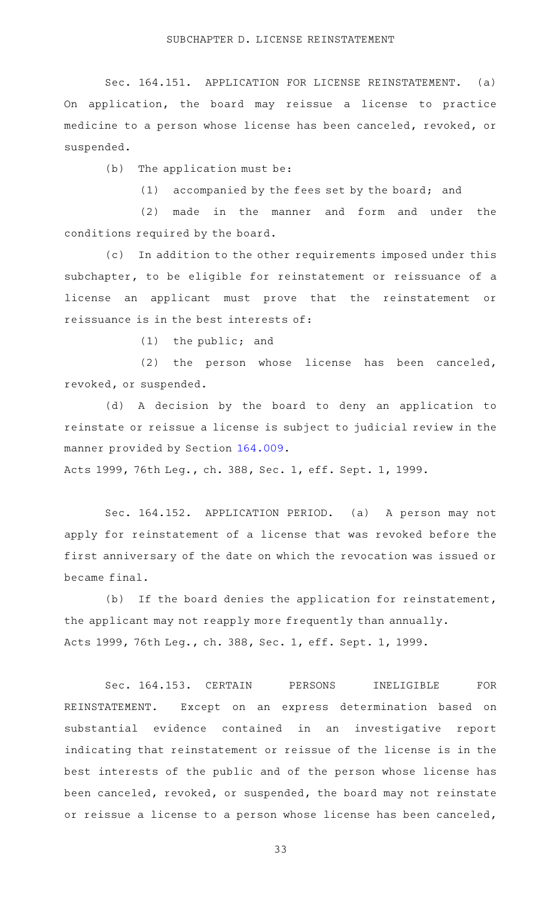## SUBCHAPTER D. LICENSE REINSTATEMENT

Sec. 164.151. APPLICATION FOR LICENSE REINSTATEMENT. (a) On application, the board may reissue a license to practice medicine to a person whose license has been canceled, revoked, or suspended.

(b) The application must be:

(1) accompanied by the fees set by the board; and

(2) made in the manner and form and under the conditions required by the board.

(c) In addition to the other requirements imposed under this subchapter, to be eligible for reinstatement or reissuance of a license an applicant must prove that the reinstatement or reissuance is in the best interests of:

(1) the public; and

(2) the person whose license has been canceled, revoked, or suspended.

(d) A decision by the board to deny an application to reinstate or reissue a license is subject to judicial review in the manner provided by Section 164.009.

Acts 1999, 76th Leg., ch. 388, Sec. 1, eff. Sept. 1, 1999.

Sec. 164.152. APPLICATION PERIOD. (a) A person may not apply for reinstatement of a license that was revoked before the first anniversary of the date on which the revocation was issued or became final.

(b) If the board denies the application for reinstatement, the applicant may not reapply more frequently than annually.

Acts 1999, 76th Leg., ch. 388, Sec. 1, eff. Sept. 1, 1999.

Sec. 164.153. CERTAIN PERSONS INELIGIBLE FOR REINSTATEMENT. Except on an express determination based on substantial evidence contained in an investigative report indicating that reinstatement or reissue of the license is in the best interests of the public and of the person whose license has been canceled, revoked, or suspended, the board may not reinstate or reissue a license to a person whose license has been canceled,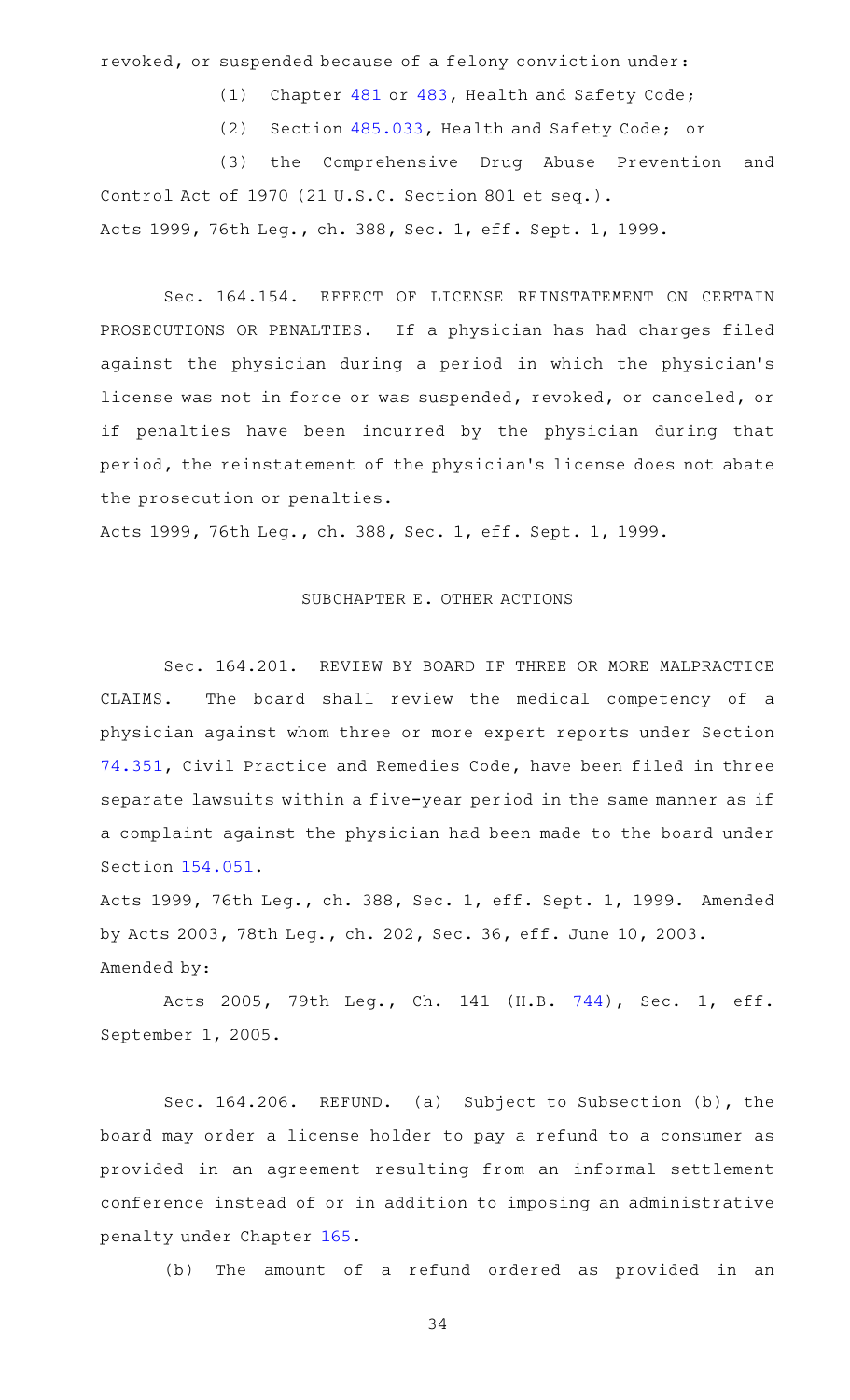revoked, or suspended because of a felony conviction under:

(1) Chapter 481 or 483, Health and Safety Code;

(2) Section 485.033, Health and Safety Code; or

(3) the Comprehensive Drug Abuse Prevention and Control Act of 1970 (21 U.S.C. Section 801 et seq.).

Acts 1999, 76th Leg., ch. 388, Sec. 1, eff. Sept. 1, 1999.

Sec. 164.154. EFFECT OF LICENSE REINSTATEMENT ON CERTAIN PROSECUTIONS OR PENALTIES. If a physician has had charges filed against the physician during a period in which the physician's license was not in force or was suspended, revoked, or canceled, or if penalties have been incurred by the physician during that period, the reinstatement of the physician's license does not abate the prosecution or penalties.

Acts 1999, 76th Leg., ch. 388, Sec. 1, eff. Sept. 1, 1999.

## SUBCHAPTER E. OTHER ACTIONS

Sec. 164.201. REVIEW BY BOARD IF THREE OR MORE MALPRACTICE CLAIMS. The board shall review the medical competency of a physician against whom three or more expert reports under Section 74.351, Civil Practice and Remedies Code, have been filed in three separate lawsuits within a five-year period in the same manner as if a complaint against the physician had been made to the board under Section 154.051.

Acts 1999, 76th Leg., ch. 388, Sec. 1, eff. Sept. 1, 1999. Amended by Acts 2003, 78th Leg., ch. 202, Sec. 36, eff. June 10, 2003.

Amended by:

Acts 2005, 79th Leg., Ch. 141 (H.B. 744), Sec. 1, eff. September 1, 2005.

Sec. 164.206. REFUND. (a) Subject to Subsection (b), the board may order a license holder to pay a refund to a consumer as provided in an agreement resulting from an informal settlement conference instead of or in addition to imposing an administrative penalty under Chapter 165.

(b) The amount of a refund ordered as provided in an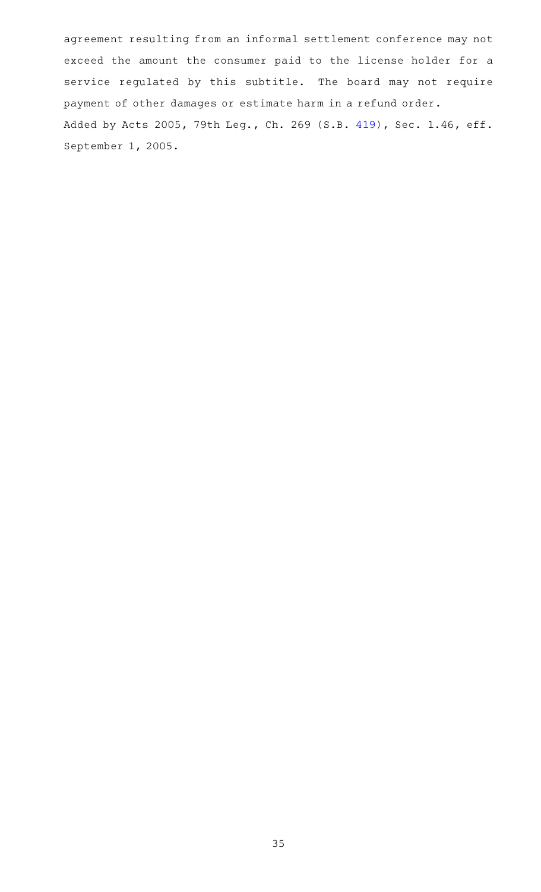agreement resulting from an informal settlement conference may not exceed the amount the consumer paid to the license holder for a service regulated by this subtitle. The board may not require payment of other damages or estimate harm in a refund order.

Added by Acts 2005, 79th Leg., Ch. 269 (S.B. 419), Sec. 1.46, eff. September 1, 2005.